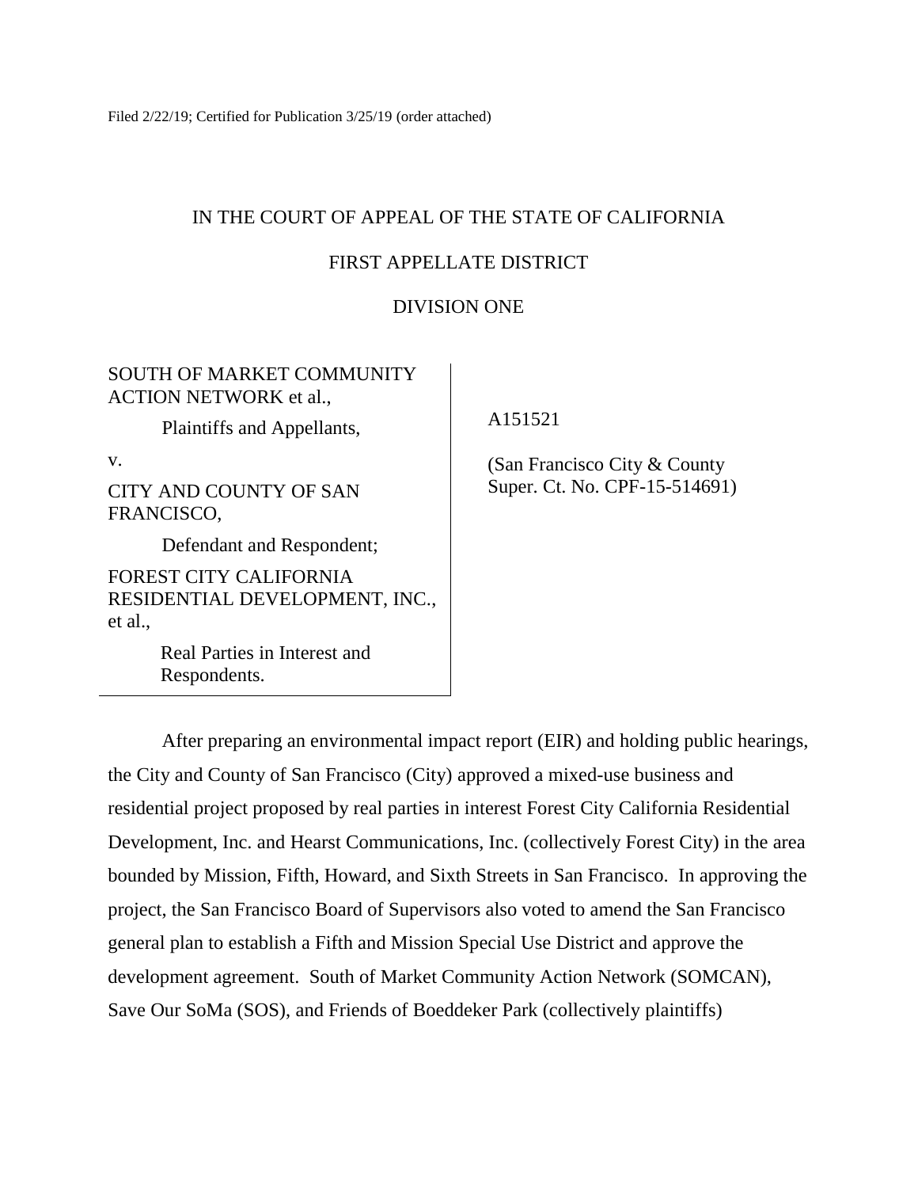Filed 2/22/19; Certified for Publication 3/25/19 (order attached)

IN THE COURT OF APPEAL OF THE STATE OF CALIFORNIA

FIRST APPELLATE DISTRICT

DIVISION ONE

| | |
|---|---|
| SOUTH OF MARKET COMMUNITY ACTION NETWORK et al.,<br><br>Plaintiffs and Appellants,<br><br>v.<br><br>CITY AND COUNTY OF SAN FRANCISCO,<br><br>Defendant and Respondent;<br><br>FOREST CITY CALIFORNIA RESIDENTIAL DEVELOPMENT, INC., et al.,<br><br>Real Parties in Interest and Respondents. | A151521<br><br>(San Francisco City & County Super. Ct. No. CPF-15-514691) |

After preparing an environmental impact report (EIR) and holding public hearings, the City and County of San Francisco (City) approved a mixed-use business and residential project proposed by real parties in interest Forest City California Residential Development, Inc. and Hearst Communications, Inc. (collectively Forest City) in the area bounded by Mission, Fifth, Howard, and Sixth Streets in San Francisco. In approving the project, the San Francisco Board of Supervisors also voted to amend the San Francisco general plan to establish a Fifth and Mission Special Use District and approve the development agreement. South of Market Community Action Network (SOMCAN), Save Our SoMa (SOS), and Friends of Boeddeker Park (collectively plaintiffs)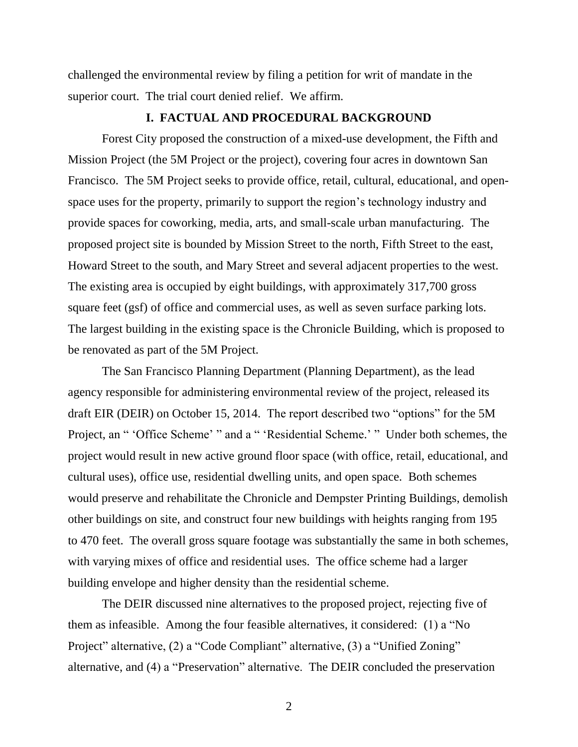challenged the environmental review by filing a petition for writ of mandate in the superior court. The trial court denied relief. We affirm.

## I. FACTUAL AND PROCEDURAL BACKGROUND

Forest City proposed the construction of a mixed-use development, the Fifth and Mission Project (the 5M Project or the project), covering four acres in downtown San Francisco. The 5M Project seeks to provide office, retail, cultural, educational, and open-space uses for the property, primarily to support the region's technology industry and provide spaces for coworking, media, arts, and small-scale urban manufacturing. The proposed project site is bounded by Mission Street to the north, Fifth Street to the east, Howard Street to the south, and Mary Street and several adjacent properties to the west. The existing area is occupied by eight buildings, with approximately 317,700 gross square feet (gsf) of office and commercial uses, as well as seven surface parking lots. The largest building in the existing space is the Chronicle Building, which is proposed to be renovated as part of the 5M Project.

The San Francisco Planning Department (Planning Department), as the lead agency responsible for administering environmental review of the project, released its draft EIR (DEIR) on October 15, 2014. The report described two "options" for the 5M Project, an " 'Office Scheme' " and a " 'Residential Scheme.' " Under both schemes, the project would result in new active ground floor space (with office, retail, educational, and cultural uses), office use, residential dwelling units, and open space. Both schemes would preserve and rehabilitate the Chronicle and Dempster Printing Buildings, demolish other buildings on site, and construct four new buildings with heights ranging from 195 to 470 feet. The overall gross square footage was substantially the same in both schemes, with varying mixes of office and residential uses. The office scheme had a larger building envelope and higher density than the residential scheme.

The DEIR discussed nine alternatives to the proposed project, rejecting five of them as infeasible. Among the four feasible alternatives, it considered: (1) a "No Project" alternative, (2) a "Code Compliant" alternative, (3) a "Unified Zoning" alternative, and (4) a "Preservation" alternative. The DEIR concluded the preservation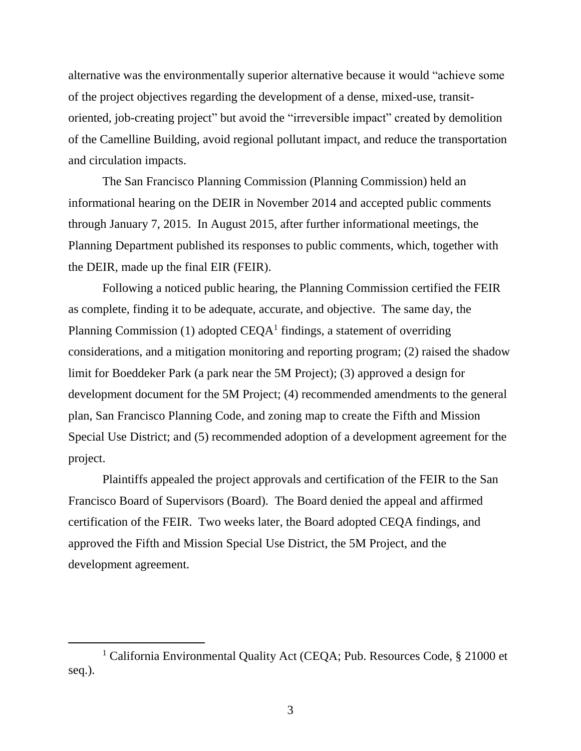alternative was the environmentally superior alternative because it would "achieve some of the project objectives regarding the development of a dense, mixed-use, transit-oriented, job-creating project" but avoid the "irreversible impact" created by demolition of the Camelline Building, avoid regional pollutant impact, and reduce the transportation and circulation impacts.

The San Francisco Planning Commission (Planning Commission) held an informational hearing on the DEIR in November 2014 and accepted public comments through January 7, 2015. In August 2015, after further informational meetings, the Planning Department published its responses to public comments, which, together with the DEIR, made up the final EIR (FEIR).

Following a noticed public hearing, the Planning Commission certified the FEIR as complete, finding it to be adequate, accurate, and objective. The same day, the Planning Commission (1) adopted CEQA[1] findings, a statement of overriding considerations, and a mitigation monitoring and reporting program; (2) raised the shadow limit for Boeddeker Park (a park near the 5M Project); (3) approved a design for development document for the 5M Project; (4) recommended amendments to the general plan, San Francisco Planning Code, and zoning map to create the Fifth and Mission Special Use District; and (5) recommended adoption of a development agreement for the project.

Plaintiffs appealed the project approvals and certification of the FEIR to the San Francisco Board of Supervisors (Board). The Board denied the appeal and affirmed certification of the FEIR. Two weeks later, the Board adopted CEQA findings, and approved the Fifth and Mission Special Use District, the 5M Project, and the development agreement.

---

[1] California Environmental Quality Act (CEQA; Pub. Resources Code, § 21000 et seq.).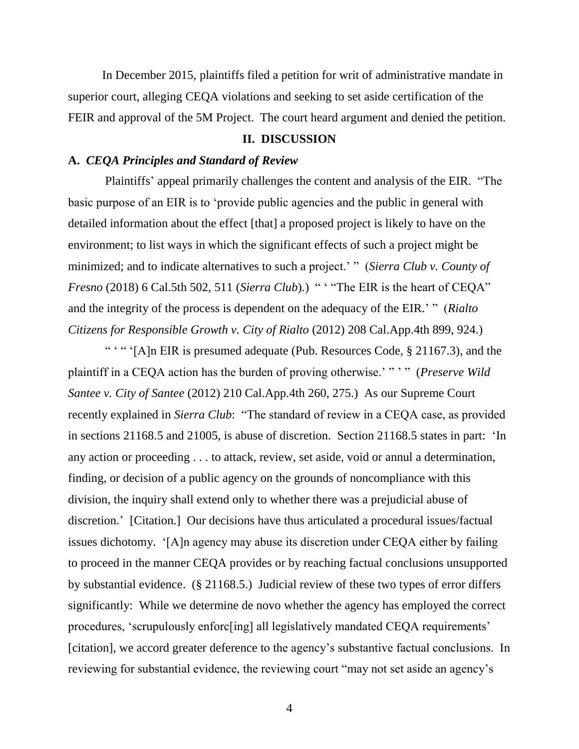In December 2015, plaintiffs filed a petition for writ of administrative mandate in superior court, alleging CEQA violations and seeking to set aside certification of the FEIR and approval of the 5M Project. The court heard argument and denied the petition.

## II. DISCUSSION

### A. *CEQA Principles and Standard of Review*

Plaintiffs' appeal primarily challenges the content and analysis of the EIR. "The basic purpose of an EIR is to 'provide public agencies and the public in general with detailed information about the effect [that] a proposed project is likely to have on the environment; to list ways in which the significant effects of such a project might be minimized; and to indicate alternatives to such a project.' " (*Sierra Club v. County of Fresno* (2018) 6 Cal.5th 502, 511 (*Sierra Club*).) " ' "The EIR is the heart of CEQA" and the integrity of the process is dependent on the adequacy of the EIR.' " (*Rialto Citizens for Responsible Growth v. City of Rialto* (2012) 208 Cal.App.4th 899, 924.)

" ' " '[A]n EIR is presumed adequate (Pub. Resources Code, § 21167.3), and the plaintiff in a CEQA action has the burden of proving otherwise.' " ' " (*Preserve Wild Santee v. City of Santee* (2012) 210 Cal.App.4th 260, 275.) As our Supreme Court recently explained in *Sierra Club*: "The standard of review in a CEQA case, as provided in sections 21168.5 and 21005, is abuse of discretion. Section 21168.5 states in part: 'In any action or proceeding . . . to attack, review, set aside, void or annul a determination, finding, or decision of a public agency on the grounds of noncompliance with this division, the inquiry shall extend only to whether there was a prejudicial abuse of discretion.' [Citation.] Our decisions have thus articulated a procedural issues/factual issues dichotomy. '[A]n agency may abuse its discretion under CEQA either by failing to proceed in the manner CEQA provides or by reaching factual conclusions unsupported by substantial evidence. (§ 21168.5.) Judicial review of these two types of error differs significantly: While we determine de novo whether the agency has employed the correct procedures, 'scrupulously enforc[ing] all legislatively mandated CEQA requirements' [citation], we accord greater deference to the agency's substantive factual conclusions. In reviewing for substantial evidence, the reviewing court "may not set aside an agency's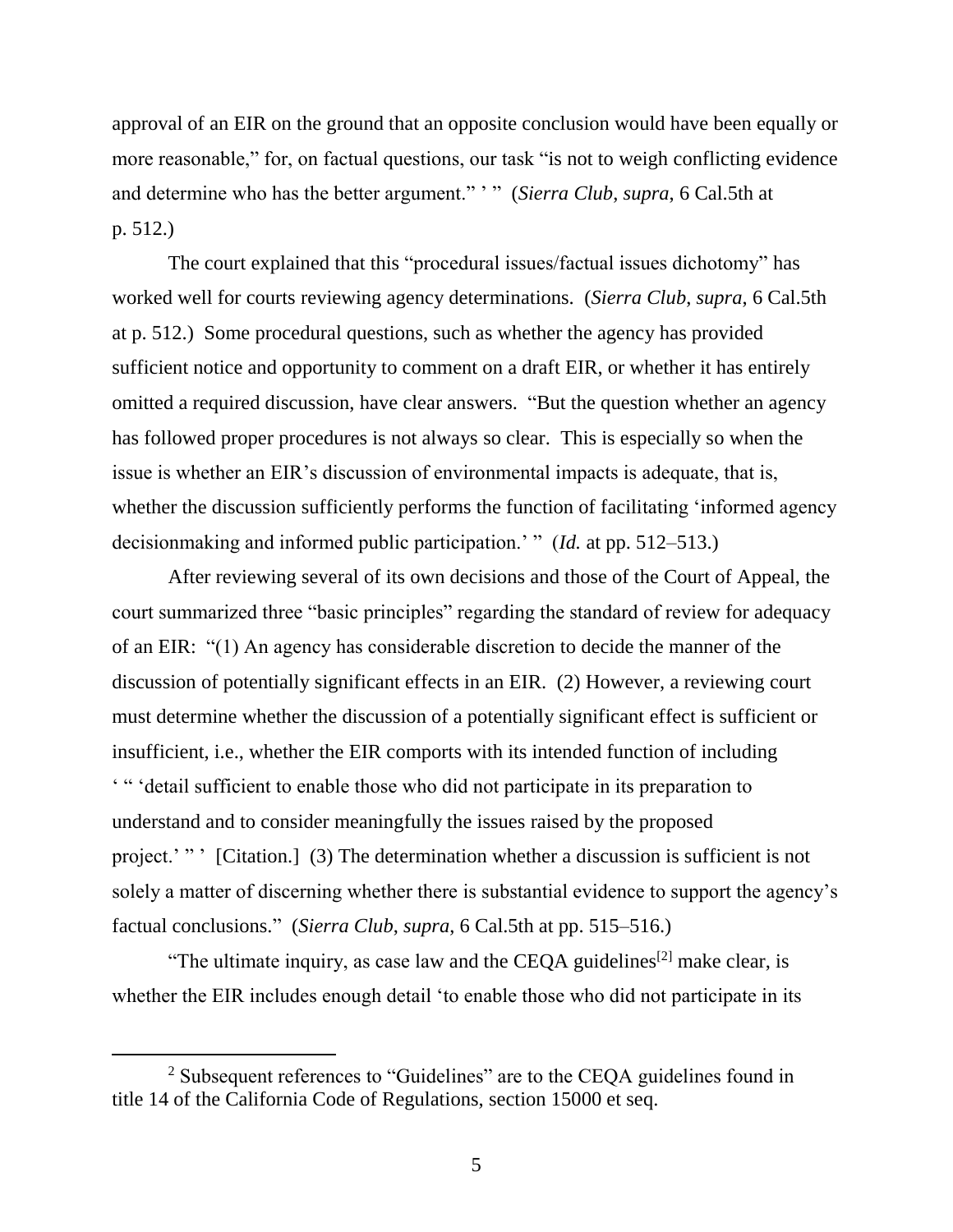approval of an EIR on the ground that an opposite conclusion would have been equally or more reasonable," for, on factual questions, our task "is not to weigh conflicting evidence and determine who has the better argument." ' " (*Sierra Club*, *supra*, 6 Cal.5th at p. 512.)

The court explained that this "procedural issues/factual issues dichotomy" has worked well for courts reviewing agency determinations. (*Sierra Club*, *supra*, 6 Cal.5th at p. 512.) Some procedural questions, such as whether the agency has provided sufficient notice and opportunity to comment on a draft EIR, or whether it has entirely omitted a required discussion, have clear answers. "But the question whether an agency has followed proper procedures is not always so clear. This is especially so when the issue is whether an EIR's discussion of environmental impacts is adequate, that is, whether the discussion sufficiently performs the function of facilitating 'informed agency decisionmaking and informed public participation.' " (*Id.* at pp. 512–513.)

After reviewing several of its own decisions and those of the Court of Appeal, the court summarized three "basic principles" regarding the standard of review for adequacy of an EIR: "(1) An agency has considerable discretion to decide the manner of the discussion of potentially significant effects in an EIR. (2) However, a reviewing court must determine whether the discussion of a potentially significant effect is sufficient or insufficient, i.e., whether the EIR comports with its intended function of including ' " 'detail sufficient to enable those who did not participate in its preparation to understand and to consider meaningfully the issues raised by the proposed project.' " ' [Citation.] (3) The determination whether a discussion is sufficient is not solely a matter of discerning whether there is substantial evidence to support the agency's factual conclusions." (*Sierra Club*, *supra*, 6 Cal.5th at pp. 515–516.)

"The ultimate inquiry, as case law and the CEQA guidelines[2] make clear, is whether the EIR includes enough detail 'to enable those who did not participate in its

---

[2] Subsequent references to "Guidelines" are to the CEQA guidelines found in title 14 of the California Code of Regulations, section 15000 et seq.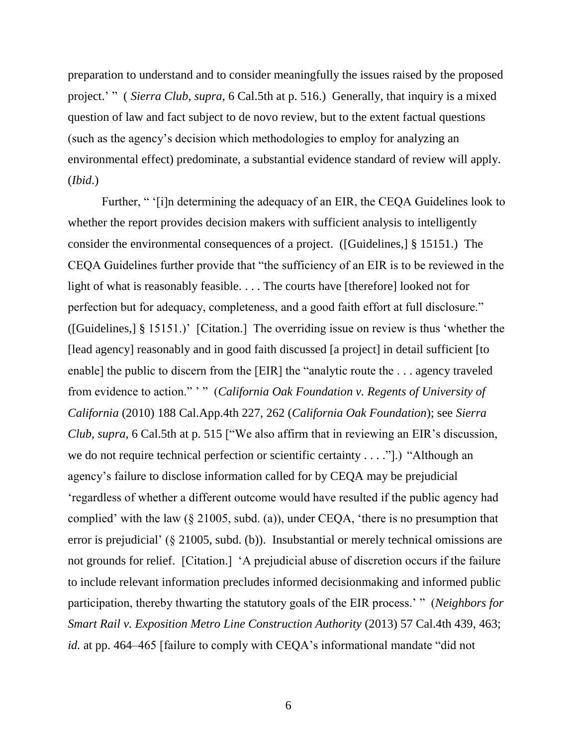preparation to understand and to consider meaningfully the issues raised by the proposed project.' " ( *Sierra Club*, *supra*, 6 Cal.5th at p. 516.) Generally, that inquiry is a mixed question of law and fact subject to de novo review, but to the extent factual questions (such as the agency's decision which methodologies to employ for analyzing an environmental effect) predominate, a substantial evidence standard of review will apply. (*Ibid*.)

Further, " '[i]n determining the adequacy of an EIR, the CEQA Guidelines look to whether the report provides decision makers with sufficient analysis to intelligently consider the environmental consequences of a project. ([Guidelines,] § 15151.) The CEQA Guidelines further provide that "the sufficiency of an EIR is to be reviewed in the light of what is reasonably feasible. . . . The courts have [therefore] looked not for perfection but for adequacy, completeness, and a good faith effort at full disclosure." ([Guidelines,] § 15151.)' [Citation.] The overriding issue on review is thus 'whether the [lead agency] reasonably and in good faith discussed [a project] in detail sufficient [to enable] the public to discern from the [EIR] the "analytic route the . . . agency traveled from evidence to action." ' " (*California Oak Foundation v. Regents of University of California* (2010) 188 Cal.App.4th 227, 262 (*California Oak Foundation*); see *Sierra Club*, *supra*, 6 Cal.5th at p. 515 ["We also affirm that in reviewing an EIR's discussion, we do not require technical perfection or scientific certainty . . . ."].) "Although an agency's failure to disclose information called for by CEQA may be prejudicial 'regardless of whether a different outcome would have resulted if the public agency had complied' with the law (§ 21005, subd. (a)), under CEQA, 'there is no presumption that error is prejudicial' (§ 21005, subd. (b)). Insubstantial or merely technical omissions are not grounds for relief. [Citation.] 'A prejudicial abuse of discretion occurs if the failure to include relevant information precludes informed decisionmaking and informed public participation, thereby thwarting the statutory goals of the EIR process.' " (*Neighbors for Smart Rail v. Exposition Metro Line Construction Authority* (2013) 57 Cal.4th 439, 463; *id.* at pp. 464–465 [failure to comply with CEQA's informational mandate "did not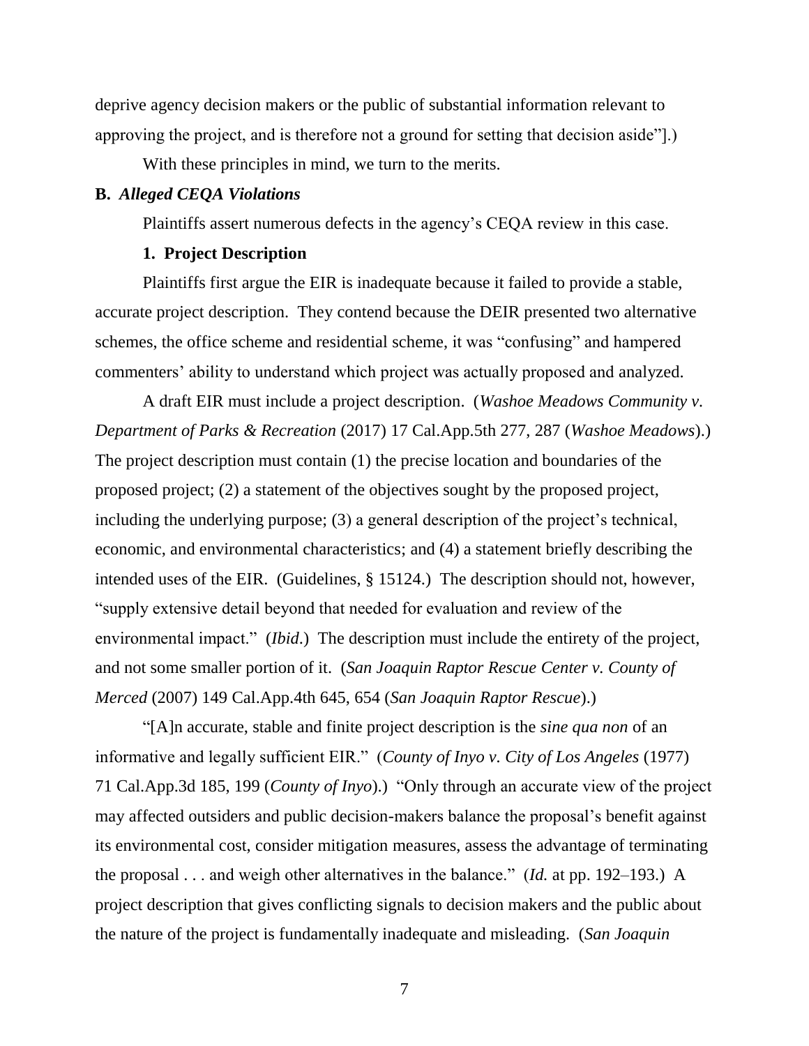deprive agency decision makers or the public of substantial information relevant to approving the project, and is therefore not a ground for setting that decision aside"].)

With these principles in mind, we turn to the merits.

**B.** ***Alleged CEQA Violations***

Plaintiffs assert numerous defects in the agency's CEQA review in this case.

**1. Project Description**

Plaintiffs first argue the EIR is inadequate because it failed to provide a stable, accurate project description. They contend because the DEIR presented two alternative schemes, the office scheme and residential scheme, it was "confusing" and hampered commenters' ability to understand which project was actually proposed and analyzed.

A draft EIR must include a project description. (*Washoe Meadows Community v. Department of Parks & Recreation* (2017) 17 Cal.App.5th 277, 287 (*Washoe Meadows*).) The project description must contain (1) the precise location and boundaries of the proposed project; (2) a statement of the objectives sought by the proposed project, including the underlying purpose; (3) a general description of the project's technical, economic, and environmental characteristics; and (4) a statement briefly describing the intended uses of the EIR. (Guidelines, § 15124.) The description should not, however, "supply extensive detail beyond that needed for evaluation and review of the environmental impact." (*Ibid*.) The description must include the entirety of the project, and not some smaller portion of it. (*San Joaquin Raptor Rescue Center v. County of Merced* (2007) 149 Cal.App.4th 645, 654 (*San Joaquin Raptor Rescue*).)

"[A]n accurate, stable and finite project description is the *sine qua non* of an informative and legally sufficient EIR." (*County of Inyo v. City of Los Angeles* (1977) 71 Cal.App.3d 185, 199 (*County of Inyo*).) "Only through an accurate view of the project may affected outsiders and public decision-makers balance the proposal's benefit against its environmental cost, consider mitigation measures, assess the advantage of terminating the proposal . . . and weigh other alternatives in the balance." (*Id.* at pp. 192–193.) A project description that gives conflicting signals to decision makers and the public about the nature of the project is fundamentally inadequate and misleading. (*San Joaquin*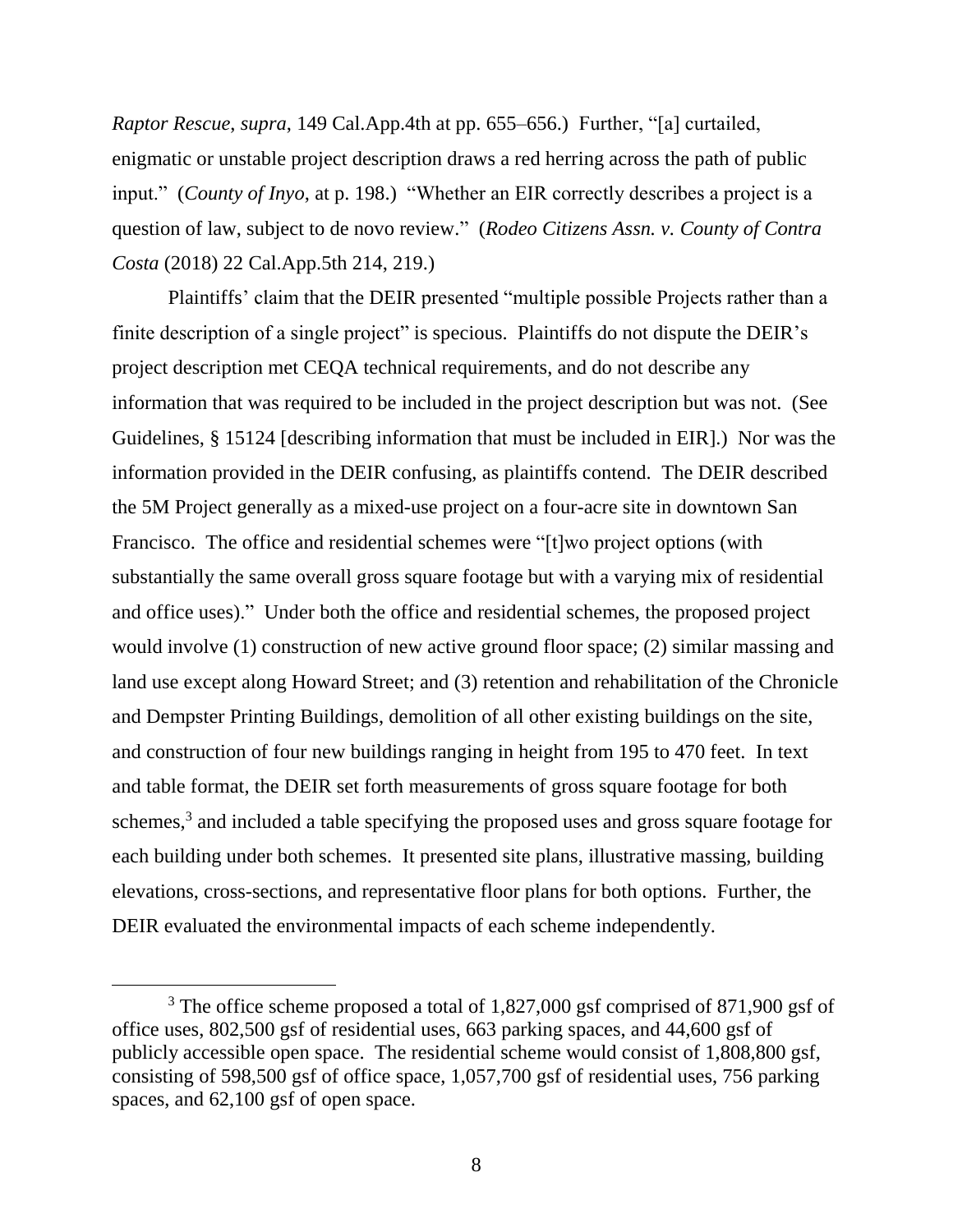*Raptor Rescue*, *supra*, 149 Cal.App.4th at pp. 655–656.) Further, "[a] curtailed, enigmatic or unstable project description draws a red herring across the path of public input." (*County of Inyo*, at p. 198.) "Whether an EIR correctly describes a project is a question of law, subject to de novo review." (*Rodeo Citizens Assn. v. County of Contra Costa* (2018) 22 Cal.App.5th 214, 219.)

Plaintiffs' claim that the DEIR presented "multiple possible Projects rather than a finite description of a single project" is specious. Plaintiffs do not dispute the DEIR's project description met CEQA technical requirements, and do not describe any information that was required to be included in the project description but was not. (See Guidelines, § 15124 [describing information that must be included in EIR].) Nor was the information provided in the DEIR confusing, as plaintiffs contend. The DEIR described the 5M Project generally as a mixed-use project on a four-acre site in downtown San Francisco. The office and residential schemes were "[t]wo project options (with substantially the same overall gross square footage but with a varying mix of residential and office uses)." Under both the office and residential schemes, the proposed project would involve (1) construction of new active ground floor space; (2) similar massing and land use except along Howard Street; and (3) retention and rehabilitation of the Chronicle and Dempster Printing Buildings, demolition of all other existing buildings on the site, and construction of four new buildings ranging in height from 195 to 470 feet. In text and table format, the DEIR set forth measurements of gross square footage for both schemes,[3] and included a table specifying the proposed uses and gross square footage for each building under both schemes. It presented site plans, illustrative massing, building elevations, cross-sections, and representative floor plans for both options. Further, the DEIR evaluated the environmental impacts of each scheme independently.

[3] The office scheme proposed a total of 1,827,000 gsf comprised of 871,900 gsf of office uses, 802,500 gsf of residential uses, 663 parking spaces, and 44,600 gsf of publicly accessible open space. The residential scheme would consist of 1,808,800 gsf, consisting of 598,500 gsf of office space, 1,057,700 gsf of residential uses, 756 parking spaces, and 62,100 gsf of open space.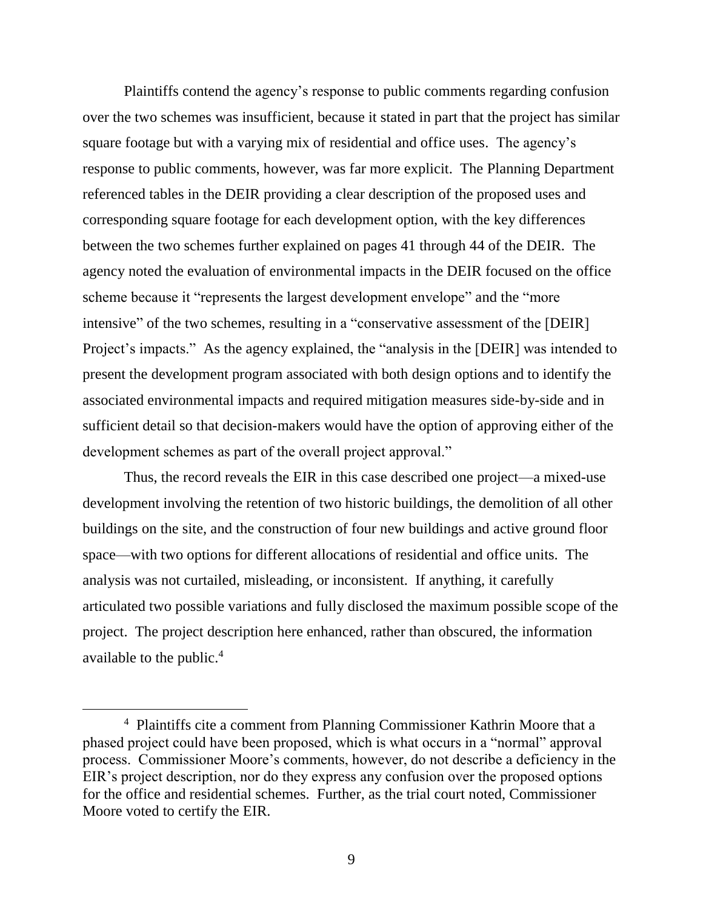Plaintiffs contend the agency's response to public comments regarding confusion over the two schemes was insufficient, because it stated in part that the project has similar square footage but with a varying mix of residential and office uses. The agency's response to public comments, however, was far more explicit. The Planning Department referenced tables in the DEIR providing a clear description of the proposed uses and corresponding square footage for each development option, with the key differences between the two schemes further explained on pages 41 through 44 of the DEIR. The agency noted the evaluation of environmental impacts in the DEIR focused on the office scheme because it "represents the largest development envelope" and the "more intensive" of the two schemes, resulting in a "conservative assessment of the [DEIR] Project's impacts." As the agency explained, the "analysis in the [DEIR] was intended to present the development program associated with both design options and to identify the associated environmental impacts and required mitigation measures side-by-side and in sufficient detail so that decision-makers would have the option of approving either of the development schemes as part of the overall project approval."

Thus, the record reveals the EIR in this case described one project—a mixed-use development involving the retention of two historic buildings, the demolition of all other buildings on the site, and the construction of four new buildings and active ground floor space—with two options for different allocations of residential and office units. The analysis was not curtailed, misleading, or inconsistent. If anything, it carefully articulated two possible variations and fully disclosed the maximum possible scope of the project. The project description here enhanced, rather than obscured, the information available to the public.[4]

---

[4] Plaintiffs cite a comment from Planning Commissioner Kathrin Moore that a phased project could have been proposed, which is what occurs in a "normal" approval process. Commissioner Moore's comments, however, do not describe a deficiency in the EIR's project description, nor do they express any confusion over the proposed options for the office and residential schemes. Further, as the trial court noted, Commissioner Moore voted to certify the EIR.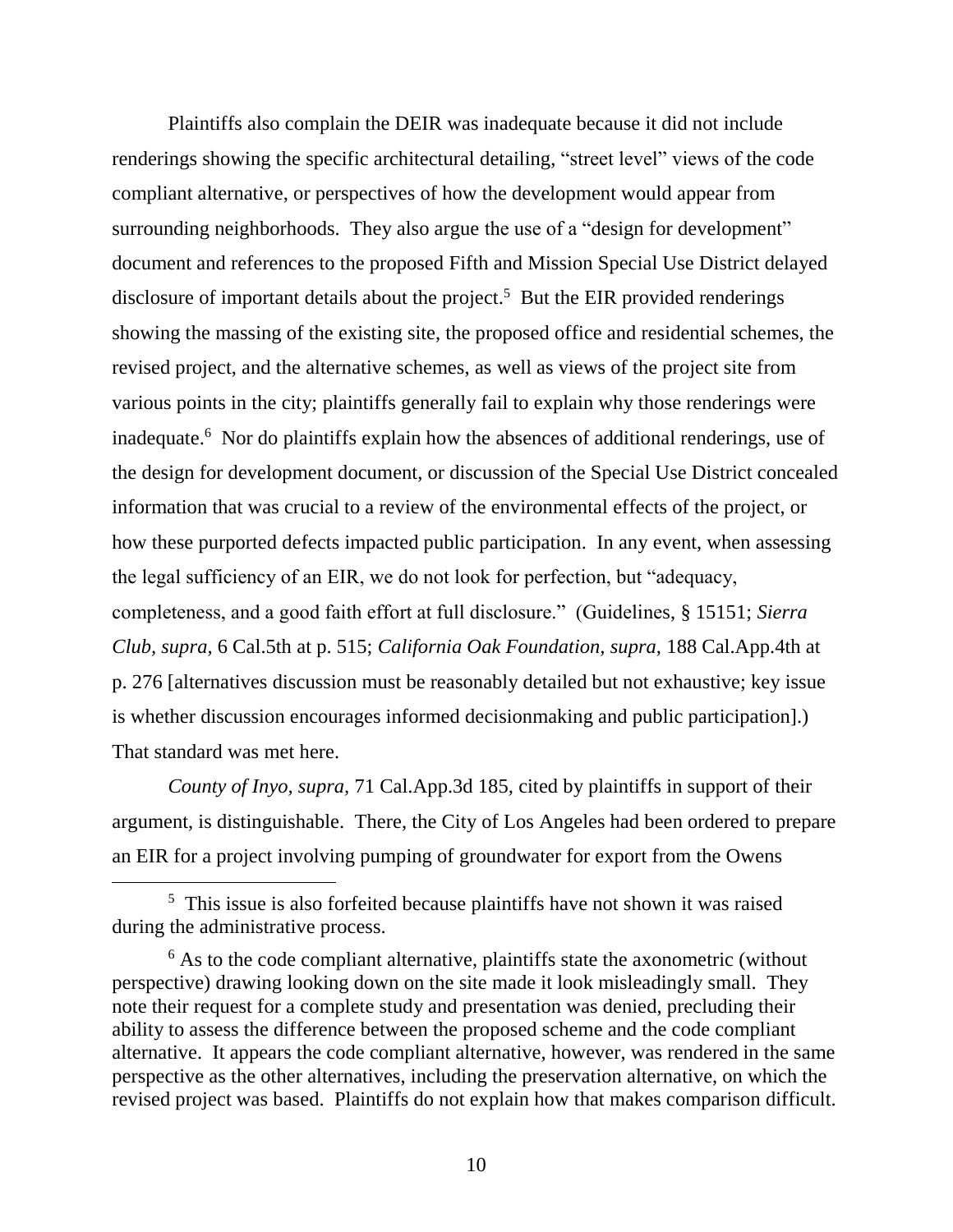Plaintiffs also complain the DEIR was inadequate because it did not include renderings showing the specific architectural detailing, "street level" views of the code compliant alternative, or perspectives of how the development would appear from surrounding neighborhoods. They also argue the use of a "design for development" document and references to the proposed Fifth and Mission Special Use District delayed disclosure of important details about the project.[5] But the EIR provided renderings showing the massing of the existing site, the proposed office and residential schemes, the revised project, and the alternative schemes, as well as views of the project site from various points in the city; plaintiffs generally fail to explain why those renderings were inadequate.[6] Nor do plaintiffs explain how the absences of additional renderings, use of the design for development document, or discussion of the Special Use District concealed information that was crucial to a review of the environmental effects of the project, or how these purported defects impacted public participation. In any event, when assessing the legal sufficiency of an EIR, we do not look for perfection, but "adequacy, completeness, and a good faith effort at full disclosure." (Guidelines, § 15151; *Sierra Club, supra,* 6 Cal.5th at p. 515; *California Oak Foundation, supra,* 188 Cal.App.4th at p. 276 [alternatives discussion must be reasonably detailed but not exhaustive; key issue is whether discussion encourages informed decisionmaking and public participation].) That standard was met here.

*County of Inyo, supra,* 71 Cal.App.3d 185, cited by plaintiffs in support of their argument, is distinguishable. There, the City of Los Angeles had been ordered to prepare an EIR for a project involving pumping of groundwater for export from the Owens

---

[5] This issue is also forfeited because plaintiffs have not shown it was raised during the administrative process.

[6] As to the code compliant alternative, plaintiffs state the axonometric (without perspective) drawing looking down on the site made it look misleadingly small. They note their request for a complete study and presentation was denied, precluding their ability to assess the difference between the proposed scheme and the code compliant alternative. It appears the code compliant alternative, however, was rendered in the same perspective as the other alternatives, including the preservation alternative, on which the revised project was based. Plaintiffs do not explain how that makes comparison difficult.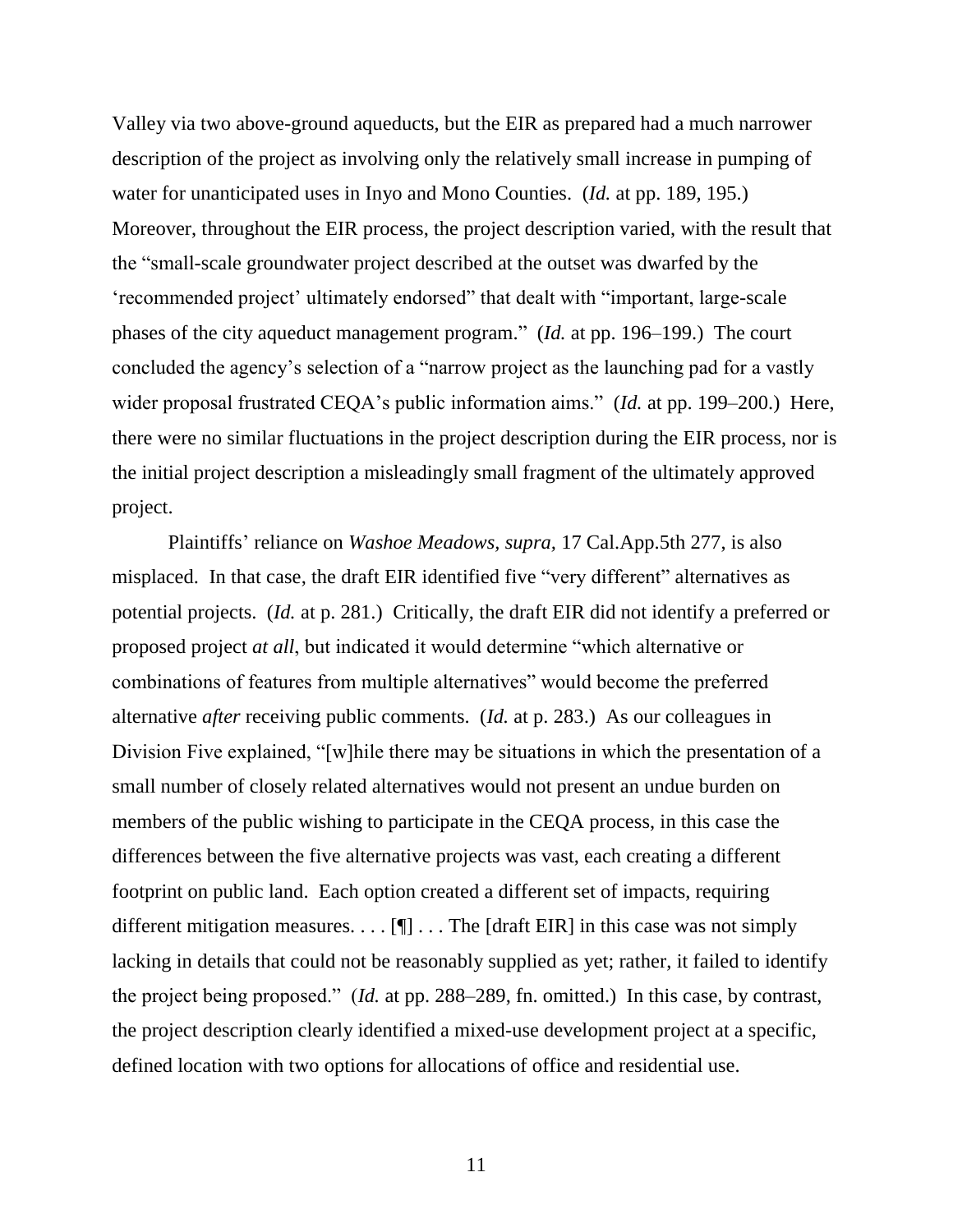Valley via two above-ground aqueducts, but the EIR as prepared had a much narrower description of the project as involving only the relatively small increase in pumping of water for unanticipated uses in Inyo and Mono Counties. (*Id.* at pp. 189, 195.) Moreover, throughout the EIR process, the project description varied, with the result that the "small-scale groundwater project described at the outset was dwarfed by the 'recommended project' ultimately endorsed" that dealt with "important, large-scale phases of the city aqueduct management program." (*Id.* at pp. 196–199.) The court concluded the agency's selection of a "narrow project as the launching pad for a vastly wider proposal frustrated CEQA's public information aims." (*Id.* at pp. 199–200.) Here, there were no similar fluctuations in the project description during the EIR process, nor is the initial project description a misleadingly small fragment of the ultimately approved project.

Plaintiffs' reliance on *Washoe Meadows*, *supra*, 17 Cal.App.5th 277, is also misplaced. In that case, the draft EIR identified five "very different" alternatives as potential projects. (*Id.* at p. 281.) Critically, the draft EIR did not identify a preferred or proposed project *at all*, but indicated it would determine "which alternative or combinations of features from multiple alternatives" would become the preferred alternative *after* receiving public comments. (*Id.* at p. 283.) As our colleagues in Division Five explained, "[w]hile there may be situations in which the presentation of a small number of closely related alternatives would not present an undue burden on members of the public wishing to participate in the CEQA process, in this case the differences between the five alternative projects was vast, each creating a different footprint on public land. Each option created a different set of impacts, requiring different mitigation measures. . . . [¶] . . . The [draft EIR] in this case was not simply lacking in details that could not be reasonably supplied as yet; rather, it failed to identify the project being proposed." (*Id.* at pp. 288–289, fn. omitted.) In this case, by contrast, the project description clearly identified a mixed-use development project at a specific, defined location with two options for allocations of office and residential use.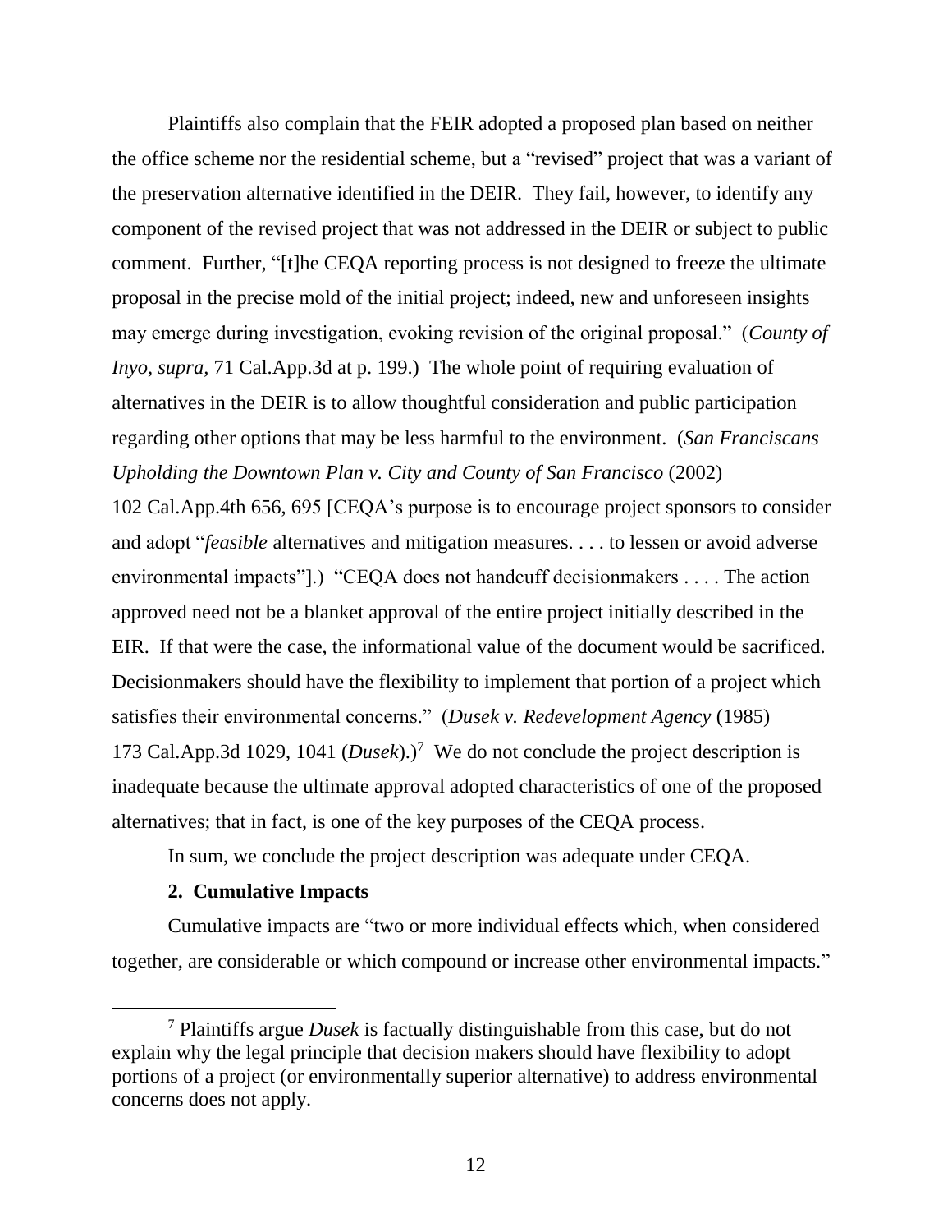Plaintiffs also complain that the FEIR adopted a proposed plan based on neither the office scheme nor the residential scheme, but a "revised" project that was a variant of the preservation alternative identified in the DEIR. They fail, however, to identify any component of the revised project that was not addressed in the DEIR or subject to public comment. Further, "[t]he CEQA reporting process is not designed to freeze the ultimate proposal in the precise mold of the initial project; indeed, new and unforeseen insights may emerge during investigation, evoking revision of the original proposal." (*County of Inyo, supra,* 71 Cal.App.3d at p. 199.) The whole point of requiring evaluation of alternatives in the DEIR is to allow thoughtful consideration and public participation regarding other options that may be less harmful to the environment. (*San Franciscans Upholding the Downtown Plan v. City and County of San Francisco* (2002) 102 Cal.App.4th 656, 695 [CEQA's purpose is to encourage project sponsors to consider and adopt "*feasible* alternatives and mitigation measures. . . . to lessen or avoid adverse environmental impacts"].) "CEQA does not handcuff decisionmakers . . . . The action approved need not be a blanket approval of the entire project initially described in the EIR. If that were the case, the informational value of the document would be sacrificed. Decisionmakers should have the flexibility to implement that portion of a project which satisfies their environmental concerns." (*Dusek v. Redevelopment Agency* (1985) 173 Cal.App.3d 1029, 1041 (*Dusek*).)[7] We do not conclude the project description is inadequate because the ultimate approval adopted characteristics of one of the proposed alternatives; that in fact, is one of the key purposes of the CEQA process.

In sum, we conclude the project description was adequate under CEQA.

**2. Cumulative Impacts**

Cumulative impacts are "two or more individual effects which, when considered together, are considerable or which compound or increase other environmental impacts."

---

[7] Plaintiffs argue *Dusek* is factually distinguishable from this case, but do not explain why the legal principle that decision makers should have flexibility to adopt portions of a project (or environmentally superior alternative) to address environmental concerns does not apply.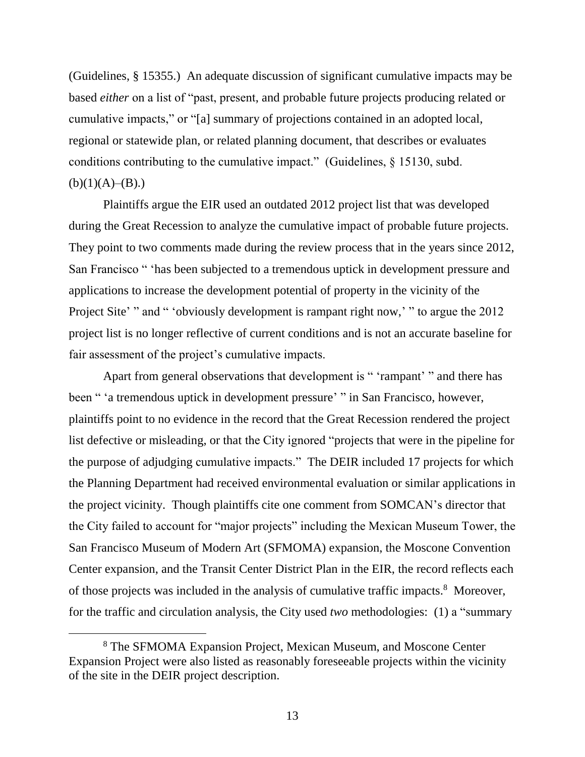(Guidelines, § 15355.) An adequate discussion of significant cumulative impacts may be based *either* on a list of "past, present, and probable future projects producing related or cumulative impacts," or "[a] summary of projections contained in an adopted local, regional or statewide plan, or related planning document, that describes or evaluates conditions contributing to the cumulative impact." (Guidelines, § 15130, subd. (b)(1)(A)–(B).)

Plaintiffs argue the EIR used an outdated 2012 project list that was developed during the Great Recession to analyze the cumulative impact of probable future projects. They point to two comments made during the review process that in the years since 2012, San Francisco " 'has been subjected to a tremendous uptick in development pressure and applications to increase the development potential of property in the vicinity of the Project Site' " and " 'obviously development is rampant right now,' " to argue the 2012 project list is no longer reflective of current conditions and is not an accurate baseline for fair assessment of the project's cumulative impacts.

Apart from general observations that development is " 'rampant' " and there has been " 'a tremendous uptick in development pressure' " in San Francisco, however, plaintiffs point to no evidence in the record that the Great Recession rendered the project list defective or misleading, or that the City ignored "projects that were in the pipeline for the purpose of adjudging cumulative impacts." The DEIR included 17 projects for which the Planning Department had received environmental evaluation or similar applications in the project vicinity. Though plaintiffs cite one comment from SOMCAN's director that the City failed to account for "major projects" including the Mexican Museum Tower, the San Francisco Museum of Modern Art (SFMOMA) expansion, the Moscone Convention Center expansion, and the Transit Center District Plan in the EIR, the record reflects each of those projects was included in the analysis of cumulative traffic impacts.[8] Moreover, for the traffic and circulation analysis, the City used *two* methodologies: (1) a "summary

[8] The SFMOMA Expansion Project, Mexican Museum, and Moscone Center Expansion Project were also listed as reasonably foreseeable projects within the vicinity of the site in the DEIR project description.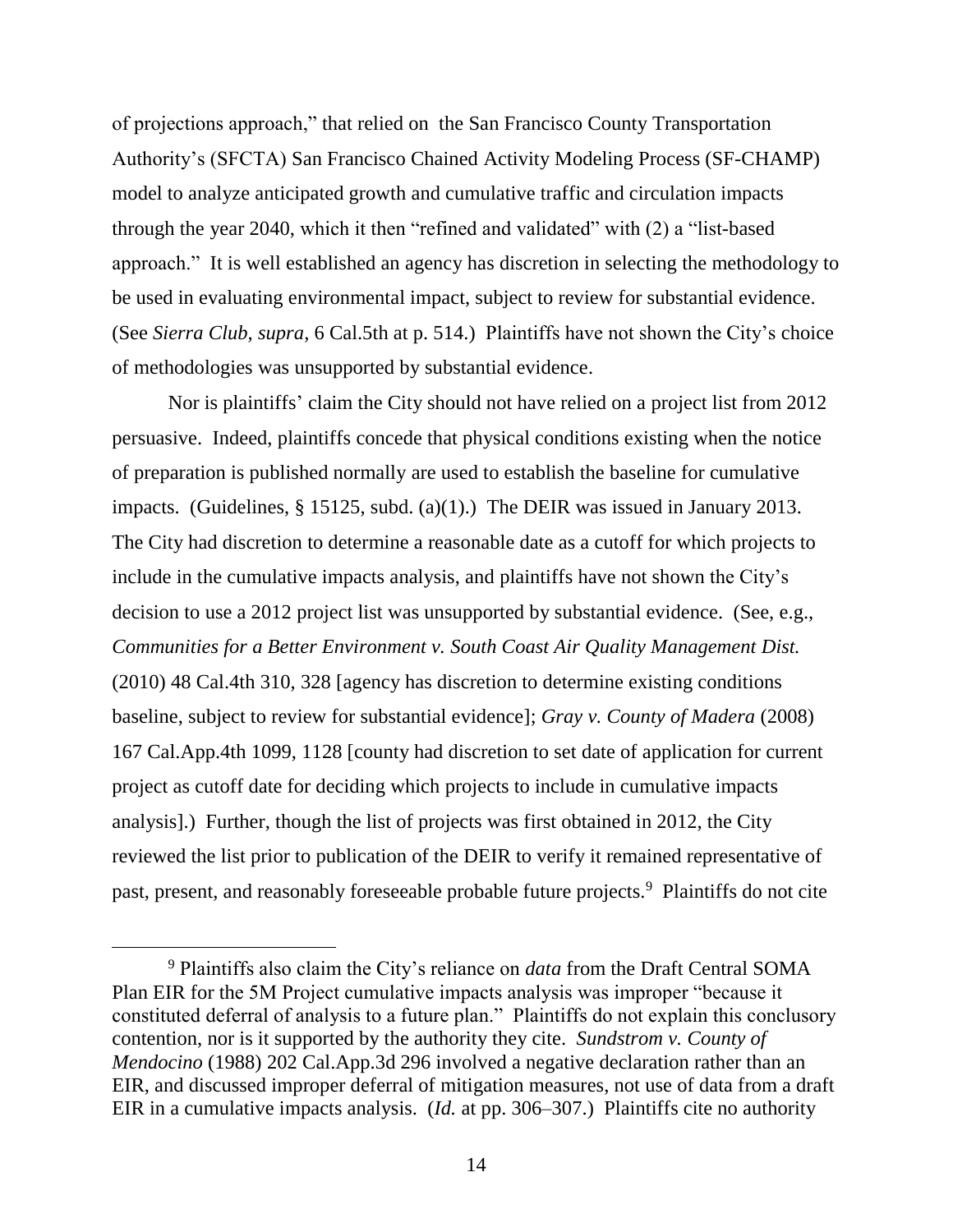of projections approach," that relied on the San Francisco County Transportation Authority's (SFCTA) San Francisco Chained Activity Modeling Process (SF-CHAMP) model to analyze anticipated growth and cumulative traffic and circulation impacts through the year 2040, which it then "refined and validated" with (2) a "list-based approach." It is well established an agency has discretion in selecting the methodology to be used in evaluating environmental impact, subject to review for substantial evidence. (See *Sierra Club*, *supra*, 6 Cal.5th at p. 514.) Plaintiffs have not shown the City's choice of methodologies was unsupported by substantial evidence.

Nor is plaintiffs' claim the City should not have relied on a project list from 2012 persuasive. Indeed, plaintiffs concede that physical conditions existing when the notice of preparation is published normally are used to establish the baseline for cumulative impacts. (Guidelines, § 15125, subd. (a)(1).) The DEIR was issued in January 2013. The City had discretion to determine a reasonable date as a cutoff for which projects to include in the cumulative impacts analysis, and plaintiffs have not shown the City's decision to use a 2012 project list was unsupported by substantial evidence. (See, e.g., *Communities for a Better Environment v. South Coast Air Quality Management Dist.* (2010) 48 Cal.4th 310, 328 [agency has discretion to determine existing conditions baseline, subject to review for substantial evidence]; *Gray v. County of Madera* (2008) 167 Cal.App.4th 1099, 1128 [county had discretion to set date of application for current project as cutoff date for deciding which projects to include in cumulative impacts analysis].) Further, though the list of projects was first obtained in 2012, the City reviewed the list prior to publication of the DEIR to verify it remained representative of past, present, and reasonably foreseeable probable future projects.[9] Plaintiffs do not cite

---

[9] Plaintiffs also claim the City's reliance on *data* from the Draft Central SOMA Plan EIR for the 5M Project cumulative impacts analysis was improper "because it constituted deferral of analysis to a future plan." Plaintiffs do not explain this conclusory contention, nor is it supported by the authority they cite. *Sundstrom v. County of Mendocino* (1988) 202 Cal.App.3d 296 involved a negative declaration rather than an EIR, and discussed improper deferral of mitigation measures, not use of data from a draft EIR in a cumulative impacts analysis. (*Id.* at pp. 306–307.) Plaintiffs cite no authority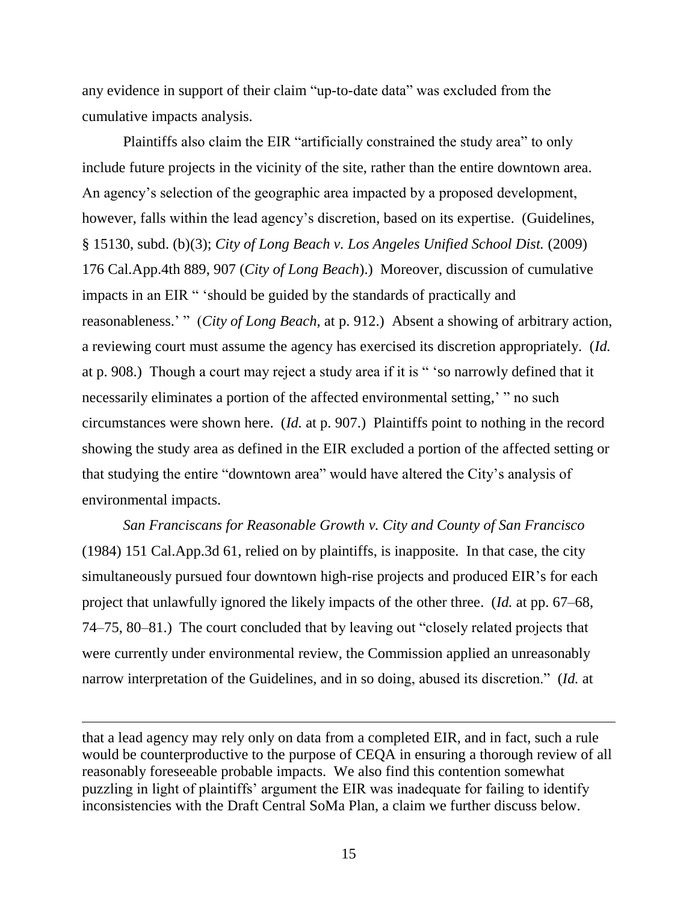any evidence in support of their claim "up-to-date data" was excluded from the cumulative impacts analysis.

Plaintiffs also claim the EIR "artificially constrained the study area" to only include future projects in the vicinity of the site, rather than the entire downtown area. An agency's selection of the geographic area impacted by a proposed development, however, falls within the lead agency's discretion, based on its expertise. (Guidelines, § 15130, subd. (b)(3); *City of Long Beach v. Los Angeles Unified School Dist.* (2009) 176 Cal.App.4th 889, 907 (*City of Long Beach*).) Moreover, discussion of cumulative impacts in an EIR " 'should be guided by the standards of practically and reasonableness.' " (*City of Long Beach,* at p. 912.) Absent a showing of arbitrary action, a reviewing court must assume the agency has exercised its discretion appropriately. (*Id.* at p. 908.) Though a court may reject a study area if it is " 'so narrowly defined that it necessarily eliminates a portion of the affected environmental setting,' " no such circumstances were shown here. (*Id.* at p. 907.) Plaintiffs point to nothing in the record showing the study area as defined in the EIR excluded a portion of the affected setting or that studying the entire "downtown area" would have altered the City's analysis of environmental impacts.

*San Franciscans for Reasonable Growth v. City and County of San Francisco* (1984) 151 Cal.App.3d 61, relied on by plaintiffs, is inapposite. In that case, the city simultaneously pursued four downtown high-rise projects and produced EIR's for each project that unlawfully ignored the likely impacts of the other three. (*Id.* at pp. 67–68, 74–75, 80–81.) The court concluded that by leaving out "closely related projects that were currently under environmental review, the Commission applied an unreasonably narrow interpretation of the Guidelines, and in so doing, abused its discretion." (*Id.* at

---

that a lead agency may rely only on data from a completed EIR, and in fact, such a rule would be counterproductive to the purpose of CEQA in ensuring a thorough review of all reasonably foreseeable probable impacts. We also find this contention somewhat puzzling in light of plaintiffs' argument the EIR was inadequate for failing to identify inconsistencies with the Draft Central SoMa Plan, a claim we further discuss below.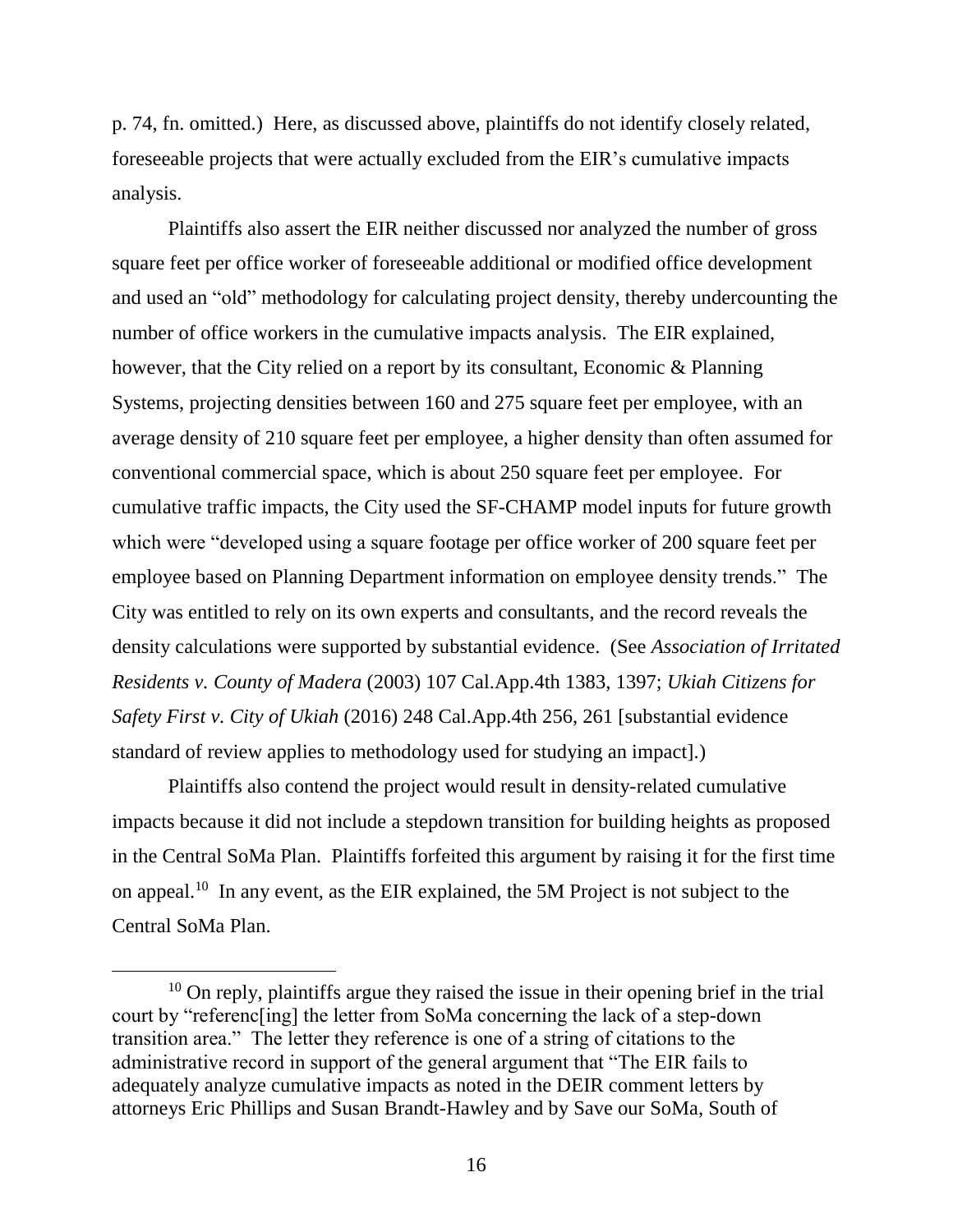p. 74, fn. omitted.) Here, as discussed above, plaintiffs do not identify closely related, foreseeable projects that were actually excluded from the EIR's cumulative impacts analysis.

Plaintiffs also assert the EIR neither discussed nor analyzed the number of gross square feet per office worker of foreseeable additional or modified office development and used an "old" methodology for calculating project density, thereby undercounting the number of office workers in the cumulative impacts analysis. The EIR explained, however, that the City relied on a report by its consultant, Economic & Planning Systems, projecting densities between 160 and 275 square feet per employee, with an average density of 210 square feet per employee, a higher density than often assumed for conventional commercial space, which is about 250 square feet per employee. For cumulative traffic impacts, the City used the SF-CHAMP model inputs for future growth which were "developed using a square footage per office worker of 200 square feet per employee based on Planning Department information on employee density trends." The City was entitled to rely on its own experts and consultants, and the record reveals the density calculations were supported by substantial evidence. (See *Association of Irritated Residents v. County of Madera* (2003) 107 Cal.App.4th 1383, 1397; *Ukiah Citizens for Safety First v. City of Ukiah* (2016) 248 Cal.App.4th 256, 261 [substantial evidence standard of review applies to methodology used for studying an impact].)

Plaintiffs also contend the project would result in density-related cumulative impacts because it did not include a stepdown transition for building heights as proposed in the Central SoMa Plan. Plaintiffs forfeited this argument by raising it for the first time on appeal.[10] In any event, as the EIR explained, the 5M Project is not subject to the Central SoMa Plan.

[10] On reply, plaintiffs argue they raised the issue in their opening brief in the trial court by "referenc[ing] the letter from SoMa concerning the lack of a step-down transition area." The letter they reference is one of a string of citations to the administrative record in support of the general argument that "The EIR fails to adequately analyze cumulative impacts as noted in the DEIR comment letters by attorneys Eric Phillips and Susan Brandt-Hawley and by Save our SoMa, South of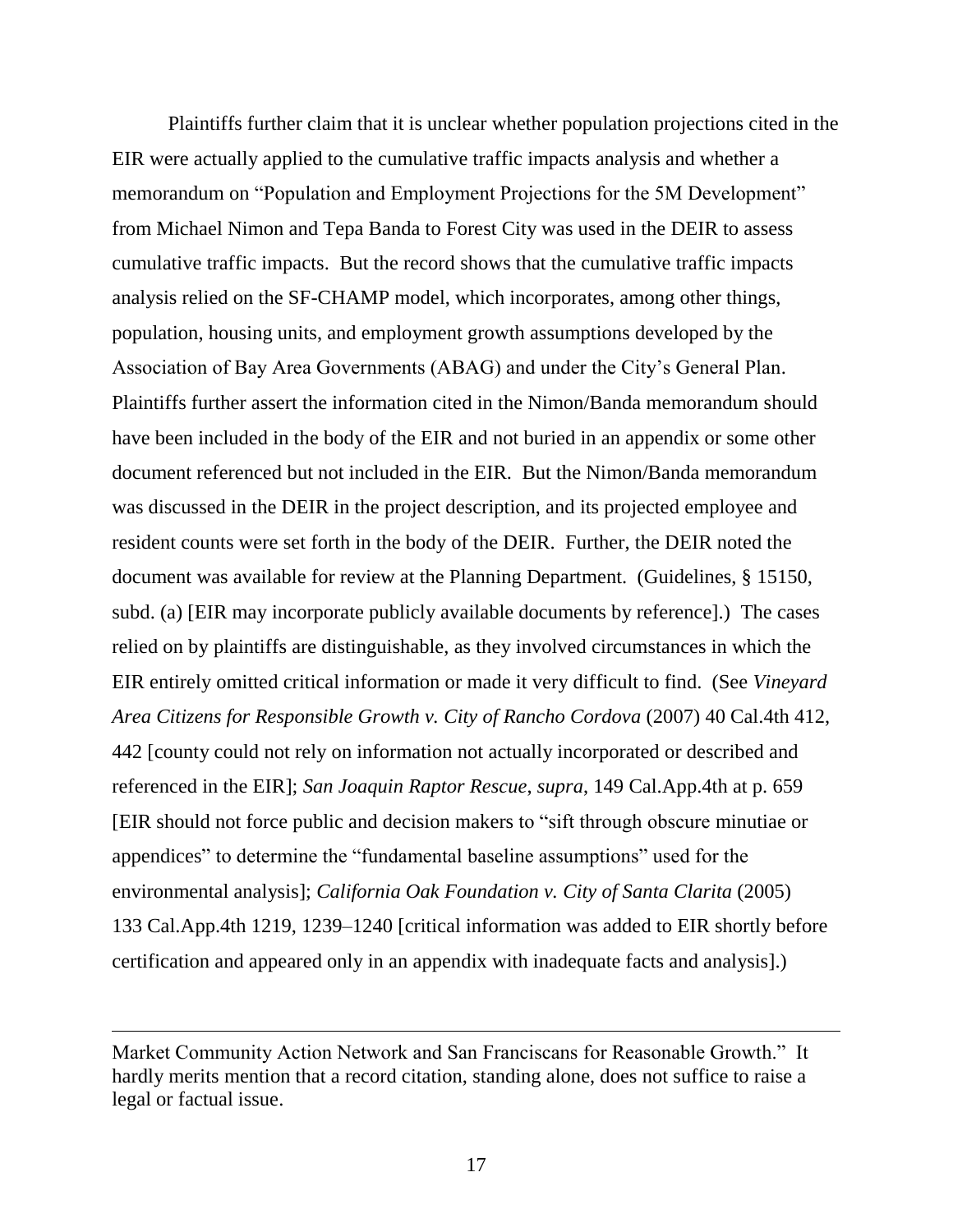Plaintiffs further claim that it is unclear whether population projections cited in the EIR were actually applied to the cumulative traffic impacts analysis and whether a memorandum on "Population and Employment Projections for the 5M Development" from Michael Nimon and Tepa Banda to Forest City was used in the DEIR to assess cumulative traffic impacts. But the record shows that the cumulative traffic impacts analysis relied on the SF-CHAMP model, which incorporates, among other things, population, housing units, and employment growth assumptions developed by the Association of Bay Area Governments (ABAG) and under the City's General Plan. Plaintiffs further assert the information cited in the Nimon/Banda memorandum should have been included in the body of the EIR and not buried in an appendix or some other document referenced but not included in the EIR. But the Nimon/Banda memorandum was discussed in the DEIR in the project description, and its projected employee and resident counts were set forth in the body of the DEIR. Further, the DEIR noted the document was available for review at the Planning Department. (Guidelines, § 15150, subd. (a) [EIR may incorporate publicly available documents by reference].) The cases relied on by plaintiffs are distinguishable, as they involved circumstances in which the EIR entirely omitted critical information or made it very difficult to find. (See *Vineyard Area Citizens for Responsible Growth v. City of Rancho Cordova* (2007) 40 Cal.4th 412, 442 [county could not rely on information not actually incorporated or described and referenced in the EIR]; *San Joaquin Raptor Rescue*, *supra*, 149 Cal.App.4th at p. 659 [EIR should not force public and decision makers to "sift through obscure minutiae or appendices" to determine the "fundamental baseline assumptions" used for the environmental analysis]; *California Oak Foundation v. City of Santa Clarita* (2005) 133 Cal.App.4th 1219, 1239–1240 [critical information was added to EIR shortly before certification and appeared only in an appendix with inadequate facts and analysis].)

---

Market Community Action Network and San Franciscans for Reasonable Growth." It hardly merits mention that a record citation, standing alone, does not suffice to raise a legal or factual issue.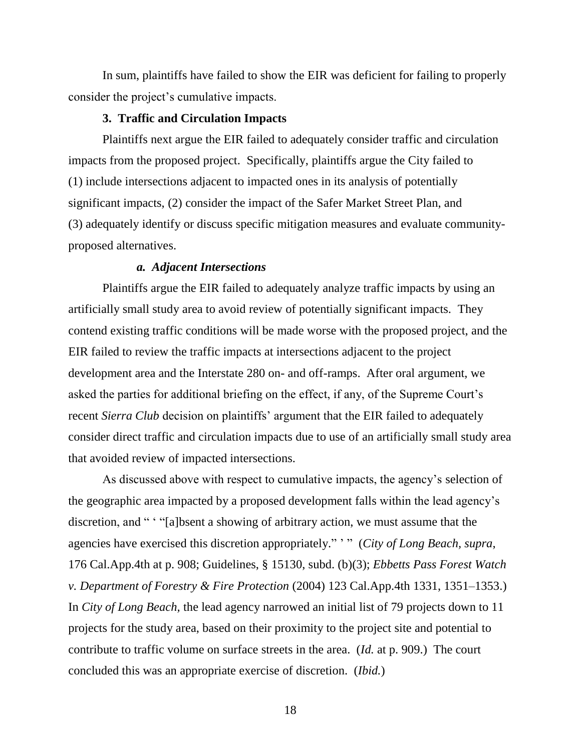In sum, plaintiffs have failed to show the EIR was deficient for failing to properly consider the project's cumulative impacts.

### 3. Traffic and Circulation Impacts

Plaintiffs next argue the EIR failed to adequately consider traffic and circulation impacts from the proposed project. Specifically, plaintiffs argue the City failed to (1) include intersections adjacent to impacted ones in its analysis of potentially significant impacts, (2) consider the impact of the Safer Market Street Plan, and (3) adequately identify or discuss specific mitigation measures and evaluate community-proposed alternatives.

#### *a. Adjacent Intersections*

Plaintiffs argue the EIR failed to adequately analyze traffic impacts by using an artificially small study area to avoid review of potentially significant impacts. They contend existing traffic conditions will be made worse with the proposed project, and the EIR failed to review the traffic impacts at intersections adjacent to the project development area and the Interstate 280 on- and off-ramps. After oral argument, we asked the parties for additional briefing on the effect, if any, of the Supreme Court's recent *Sierra Club* decision on plaintiffs' argument that the EIR failed to adequately consider direct traffic and circulation impacts due to use of an artificially small study area that avoided review of impacted intersections.

As discussed above with respect to cumulative impacts, the agency's selection of the geographic area impacted by a proposed development falls within the lead agency's discretion, and " ' "[a]bsent a showing of arbitrary action, we must assume that the agencies have exercised this discretion appropriately." ' " (*City of Long Beach, supra*, 176 Cal.App.4th at p. 908; Guidelines, § 15130, subd. (b)(3); *Ebbetts Pass Forest Watch v. Department of Forestry & Fire Protection* (2004) 123 Cal.App.4th 1331, 1351–1353.) In *City of Long Beach,* the lead agency narrowed an initial list of 79 projects down to 11 projects for the study area, based on their proximity to the project site and potential to contribute to traffic volume on surface streets in the area. (*Id.* at p. 909.) The court concluded this was an appropriate exercise of discretion. (*Ibid.*)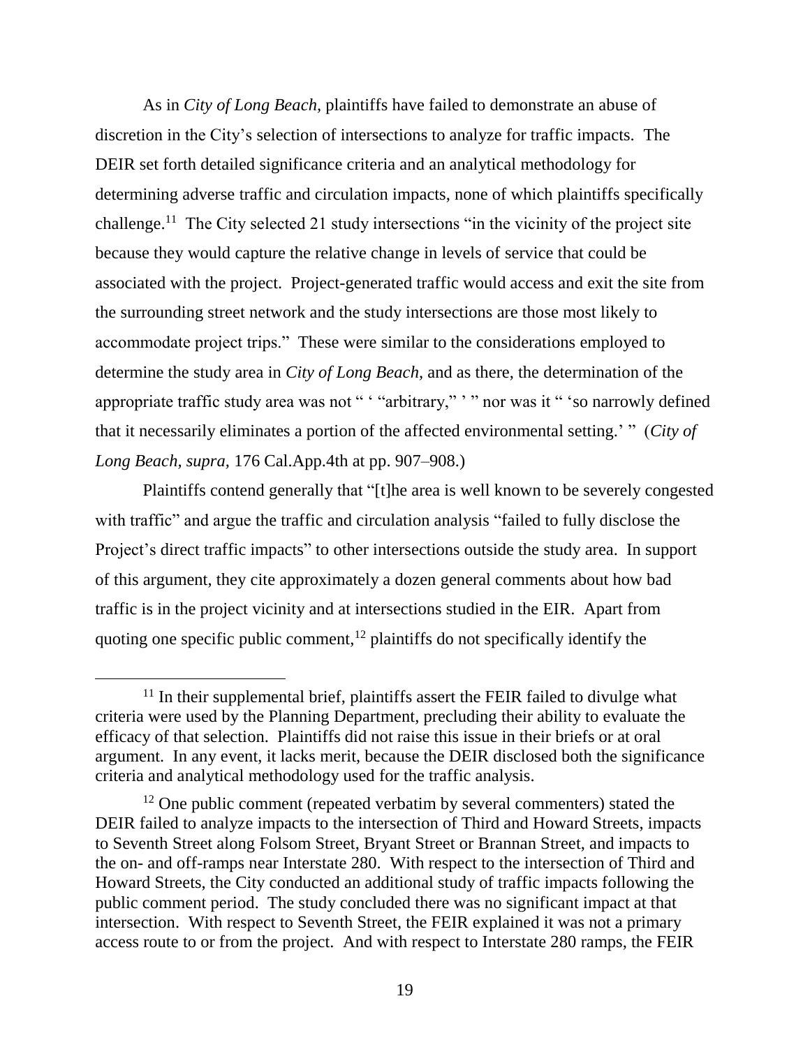As in *City of Long Beach,* plaintiffs have failed to demonstrate an abuse of discretion in the City's selection of intersections to analyze for traffic impacts. The DEIR set forth detailed significance criteria and an analytical methodology for determining adverse traffic and circulation impacts, none of which plaintiffs specifically challenge.[11] The City selected 21 study intersections "in the vicinity of the project site because they would capture the relative change in levels of service that could be associated with the project. Project-generated traffic would access and exit the site from the surrounding street network and the study intersections are those most likely to accommodate project trips." These were similar to the considerations employed to determine the study area in *City of Long Beach,* and as there, the determination of the appropriate traffic study area was not " ' "arbitrary," ' " nor was it " 'so narrowly defined that it necessarily eliminates a portion of the affected environmental setting.' " (*City of Long Beach, supra,* 176 Cal.App.4th at pp. 907–908.)

Plaintiffs contend generally that "[t]he area is well known to be severely congested with traffic" and argue the traffic and circulation analysis "failed to fully disclose the Project's direct traffic impacts" to other intersections outside the study area. In support of this argument, they cite approximately a dozen general comments about how bad traffic is in the project vicinity and at intersections studied in the EIR. Apart from quoting one specific public comment,[12] plaintiffs do not specifically identify the

---

[11] In their supplemental brief, plaintiffs assert the FEIR failed to divulge what criteria were used by the Planning Department, precluding their ability to evaluate the efficacy of that selection. Plaintiffs did not raise this issue in their briefs or at oral argument. In any event, it lacks merit, because the DEIR disclosed both the significance criteria and analytical methodology used for the traffic analysis.

[12] One public comment (repeated verbatim by several commenters) stated the DEIR failed to analyze impacts to the intersection of Third and Howard Streets, impacts to Seventh Street along Folsom Street, Bryant Street or Brannan Street, and impacts to the on- and off-ramps near Interstate 280. With respect to the intersection of Third and Howard Streets, the City conducted an additional study of traffic impacts following the public comment period. The study concluded there was no significant impact at that intersection. With respect to Seventh Street, the FEIR explained it was not a primary access route to or from the project. And with respect to Interstate 280 ramps, the FEIR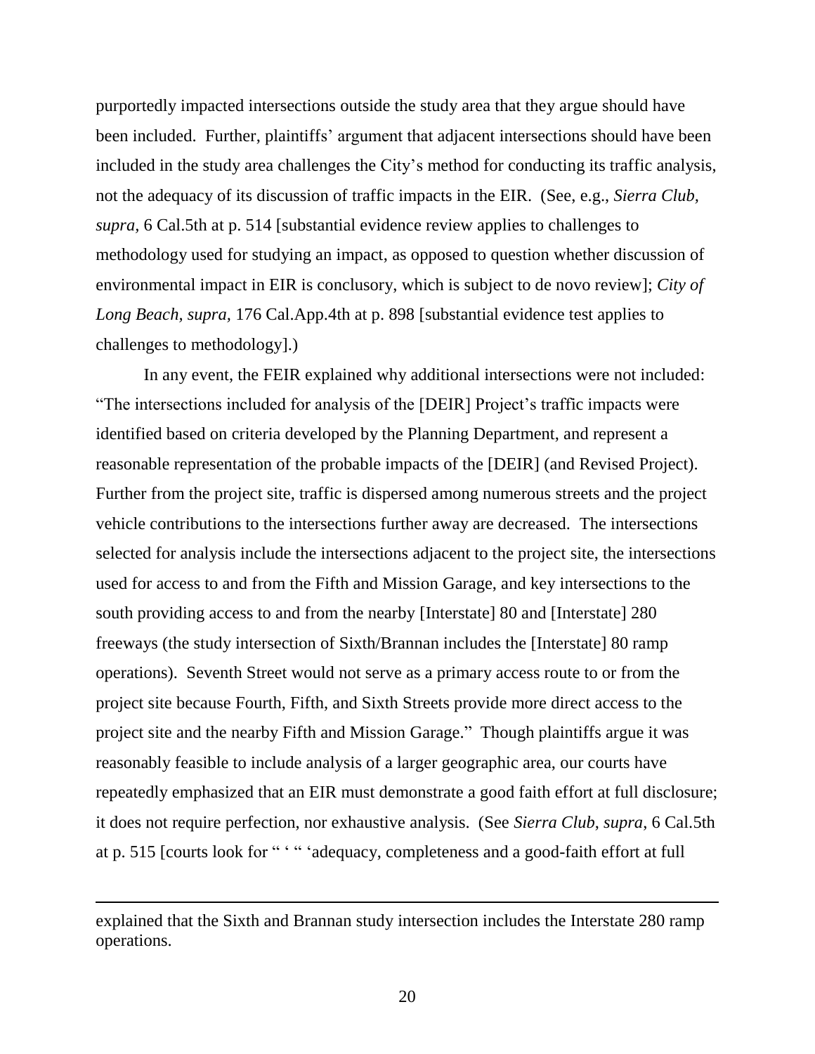purportedly impacted intersections outside the study area that they argue should have been included. Further, plaintiffs' argument that adjacent intersections should have been included in the study area challenges the City's method for conducting its traffic analysis, not the adequacy of its discussion of traffic impacts in the EIR. (See, e.g., *Sierra Club, supra,* 6 Cal.5th at p. 514 [substantial evidence review applies to challenges to methodology used for studying an impact, as opposed to question whether discussion of environmental impact in EIR is conclusory, which is subject to de novo review]; *City of Long Beach, supra,* 176 Cal.App.4th at p. 898 [substantial evidence test applies to challenges to methodology].)

In any event, the FEIR explained why additional intersections were not included: "The intersections included for analysis of the [DEIR] Project's traffic impacts were identified based on criteria developed by the Planning Department, and represent a reasonable representation of the probable impacts of the [DEIR] (and Revised Project). Further from the project site, traffic is dispersed among numerous streets and the project vehicle contributions to the intersections further away are decreased. The intersections selected for analysis include the intersections adjacent to the project site, the intersections used for access to and from the Fifth and Mission Garage, and key intersections to the south providing access to and from the nearby [Interstate] 80 and [Interstate] 280 freeways (the study intersection of Sixth/Brannan includes the [Interstate] 80 ramp operations). Seventh Street would not serve as a primary access route to or from the project site because Fourth, Fifth, and Sixth Streets provide more direct access to the project site and the nearby Fifth and Mission Garage." Though plaintiffs argue it was reasonably feasible to include analysis of a larger geographic area, our courts have repeatedly emphasized that an EIR must demonstrate a good faith effort at full disclosure; it does not require perfection, nor exhaustive analysis. (See *Sierra Club*, *supra*, 6 Cal.5th at p. 515 [courts look for " ' " 'adequacy, completeness and a good-faith effort at full

---

explained that the Sixth and Brannan study intersection includes the Interstate 280 ramp operations.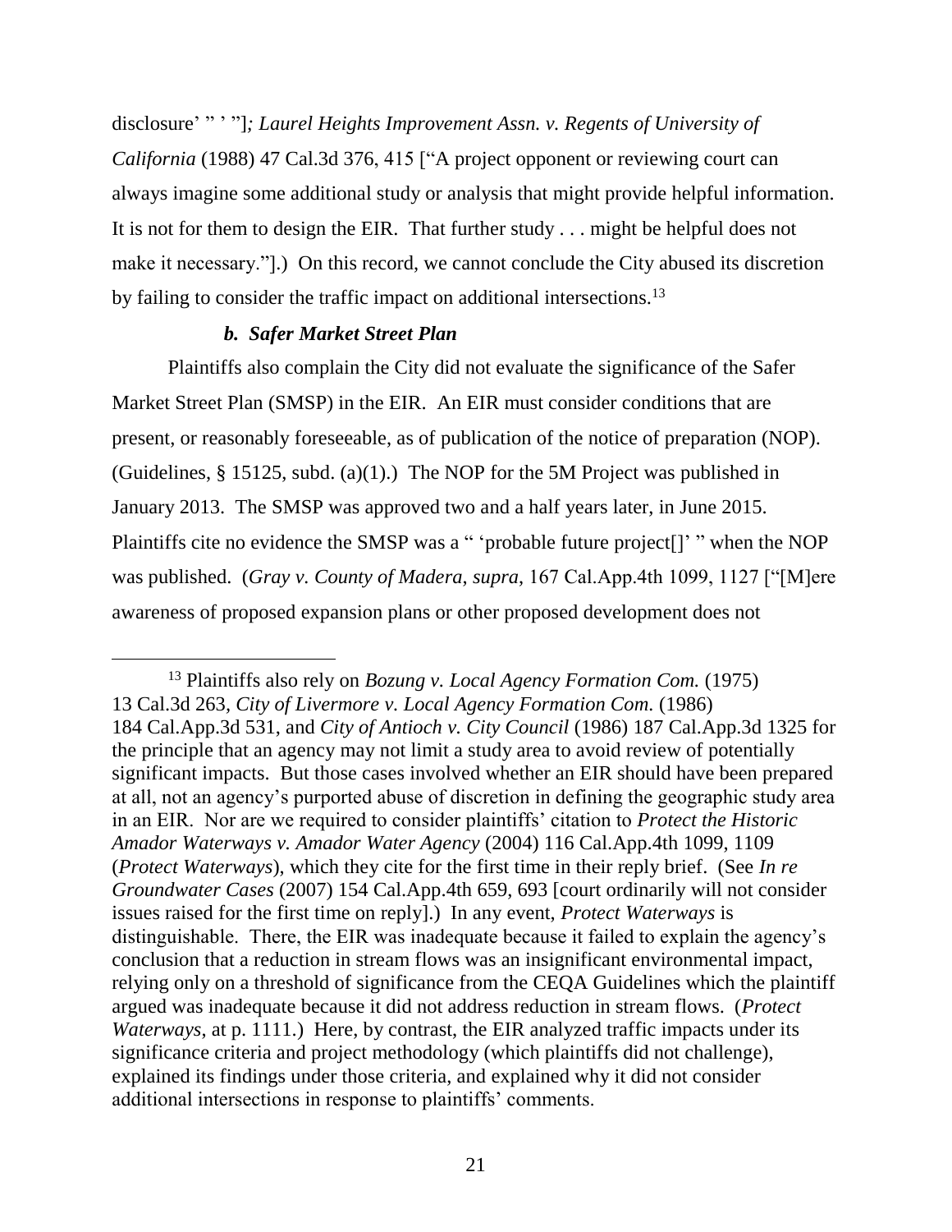disclosure' " ' "]*; Laurel Heights Improvement Assn. v. Regents of University of California* (1988) 47 Cal.3d 376, 415 ["A project opponent or reviewing court can always imagine some additional study or analysis that might provide helpful information. It is not for them to design the EIR. That further study . . . might be helpful does not make it necessary."].) On this record, we cannot conclude the City abused its discretion by failing to consider the traffic impact on additional intersections.[13]

#### *b. Safer Market Street Plan*

Plaintiffs also complain the City did not evaluate the significance of the Safer Market Street Plan (SMSP) in the EIR. An EIR must consider conditions that are present, or reasonably foreseeable, as of publication of the notice of preparation (NOP). (Guidelines, § 15125, subd. (a)(1).) The NOP for the 5M Project was published in January 2013. The SMSP was approved two and a half years later, in June 2015. Plaintiffs cite no evidence the SMSP was a " 'probable future project[]' " when the NOP was published. (*Gray v. County of Madera*, *supra*, 167 Cal.App.4th 1099, 1127 ["[M]ere awareness of proposed expansion plans or other proposed development does not

---

[13] Plaintiffs also rely on *Bozung v. Local Agency Formation Com.* (1975) 13 Cal.3d 263, *City of Livermore v. Local Agency Formation Com.* (1986) 184 Cal.App.3d 531, and *City of Antioch v. City Council* (1986) 187 Cal.App.3d 1325 for the principle that an agency may not limit a study area to avoid review of potentially significant impacts. But those cases involved whether an EIR should have been prepared at all, not an agency's purported abuse of discretion in defining the geographic study area in an EIR. Nor are we required to consider plaintiffs' citation to *Protect the Historic Amador Waterways v. Amador Water Agency* (2004) 116 Cal.App.4th 1099, 1109 (*Protect Waterways*), which they cite for the first time in their reply brief. (See *In re Groundwater Cases* (2007) 154 Cal.App.4th 659, 693 [court ordinarily will not consider issues raised for the first time on reply].) In any event, *Protect Waterways* is distinguishable. There, the EIR was inadequate because it failed to explain the agency's conclusion that a reduction in stream flows was an insignificant environmental impact, relying only on a threshold of significance from the CEQA Guidelines which the plaintiff argued was inadequate because it did not address reduction in stream flows. (*Protect Waterways*, at p. 1111.) Here, by contrast, the EIR analyzed traffic impacts under its significance criteria and project methodology (which plaintiffs did not challenge), explained its findings under those criteria, and explained why it did not consider additional intersections in response to plaintiffs' comments.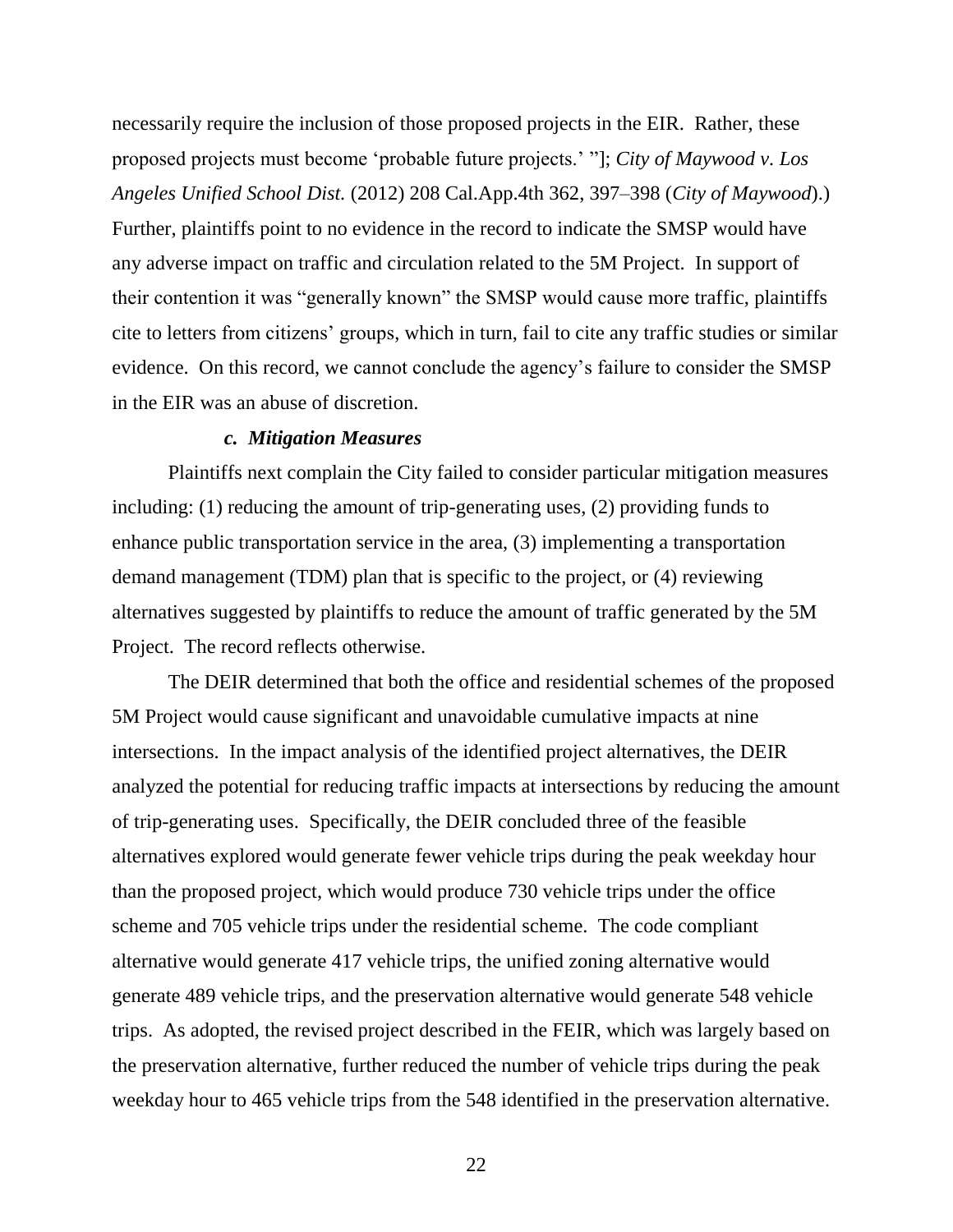necessarily require the inclusion of those proposed projects in the EIR. Rather, these proposed projects must become 'probable future projects.' "]; *City of Maywood v. Los Angeles Unified School Dist.* (2012) 208 Cal.App.4th 362, 397–398 (*City of Maywood*).) Further, plaintiffs point to no evidence in the record to indicate the SMSP would have any adverse impact on traffic and circulation related to the 5M Project. In support of their contention it was "generally known" the SMSP would cause more traffic, plaintiffs cite to letters from citizens' groups, which in turn, fail to cite any traffic studies or similar evidence. On this record, we cannot conclude the agency's failure to consider the SMSP in the EIR was an abuse of discretion.

***c. Mitigation Measures***

Plaintiffs next complain the City failed to consider particular mitigation measures including: (1) reducing the amount of trip-generating uses, (2) providing funds to enhance public transportation service in the area, (3) implementing a transportation demand management (TDM) plan that is specific to the project, or (4) reviewing alternatives suggested by plaintiffs to reduce the amount of traffic generated by the 5M Project. The record reflects otherwise.

The DEIR determined that both the office and residential schemes of the proposed 5M Project would cause significant and unavoidable cumulative impacts at nine intersections. In the impact analysis of the identified project alternatives, the DEIR analyzed the potential for reducing traffic impacts at intersections by reducing the amount of trip-generating uses. Specifically, the DEIR concluded three of the feasible alternatives explored would generate fewer vehicle trips during the peak weekday hour than the proposed project, which would produce 730 vehicle trips under the office scheme and 705 vehicle trips under the residential scheme. The code compliant alternative would generate 417 vehicle trips, the unified zoning alternative would generate 489 vehicle trips, and the preservation alternative would generate 548 vehicle trips. As adopted, the revised project described in the FEIR, which was largely based on the preservation alternative, further reduced the number of vehicle trips during the peak weekday hour to 465 vehicle trips from the 548 identified in the preservation alternative.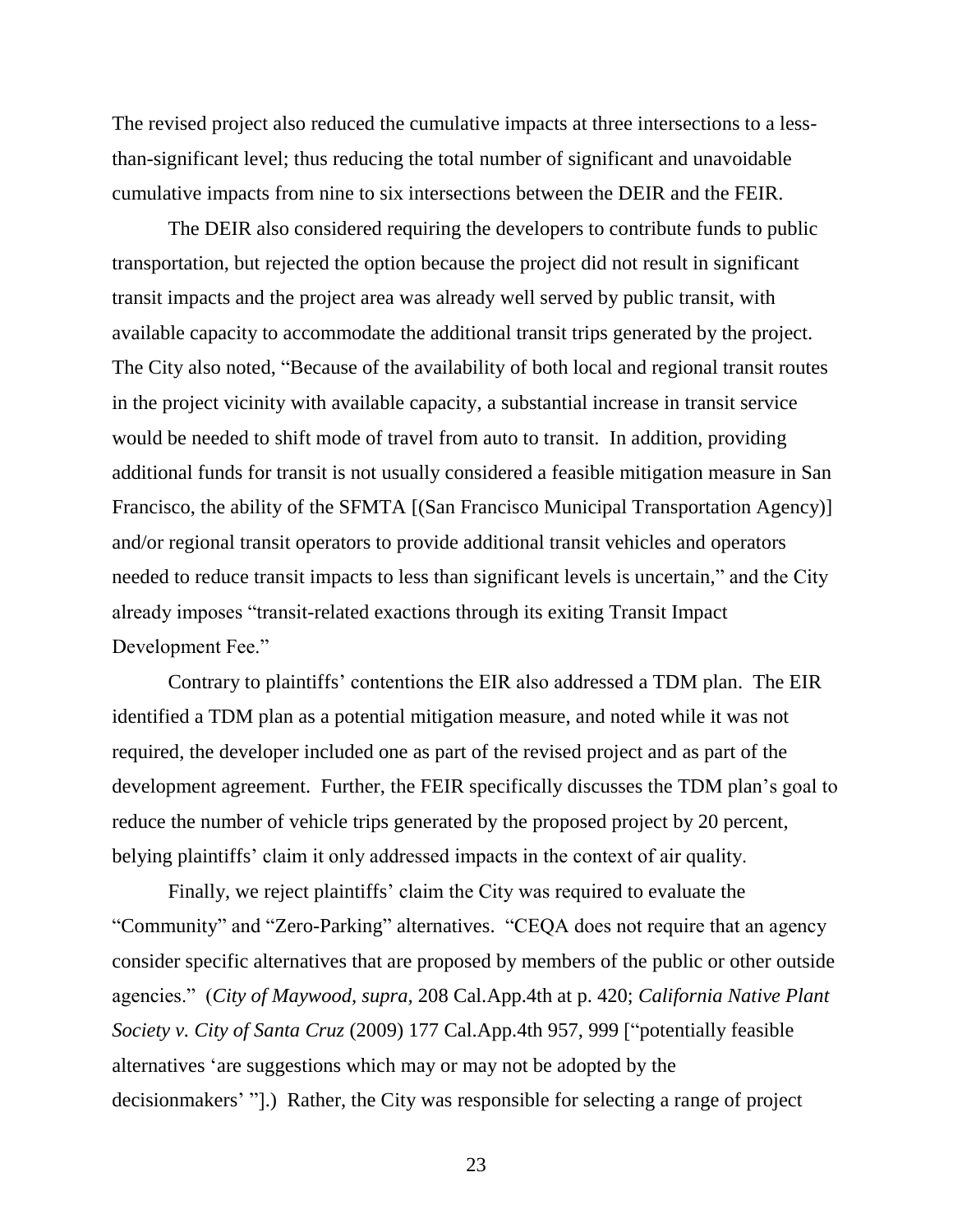The revised project also reduced the cumulative impacts at three intersections to a less-than-significant level; thus reducing the total number of significant and unavoidable cumulative impacts from nine to six intersections between the DEIR and the FEIR.

The DEIR also considered requiring the developers to contribute funds to public transportation, but rejected the option because the project did not result in significant transit impacts and the project area was already well served by public transit, with available capacity to accommodate the additional transit trips generated by the project. The City also noted, "Because of the availability of both local and regional transit routes in the project vicinity with available capacity, a substantial increase in transit service would be needed to shift mode of travel from auto to transit. In addition, providing additional funds for transit is not usually considered a feasible mitigation measure in San Francisco, the ability of the SFMTA [(San Francisco Municipal Transportation Agency)] and/or regional transit operators to provide additional transit vehicles and operators needed to reduce transit impacts to less than significant levels is uncertain," and the City already imposes "transit-related exactions through its exiting Transit Impact Development Fee."

Contrary to plaintiffs' contentions the EIR also addressed a TDM plan. The EIR identified a TDM plan as a potential mitigation measure, and noted while it was not required, the developer included one as part of the revised project and as part of the development agreement. Further, the FEIR specifically discusses the TDM plan's goal to reduce the number of vehicle trips generated by the proposed project by 20 percent, belying plaintiffs' claim it only addressed impacts in the context of air quality.

Finally, we reject plaintiffs' claim the City was required to evaluate the "Community" and "Zero-Parking" alternatives. "CEQA does not require that an agency consider specific alternatives that are proposed by members of the public or other outside agencies." (*City of Maywood*, *supra*, 208 Cal.App.4th at p. 420; *California Native Plant Society v. City of Santa Cruz* (2009) 177 Cal.App.4th 957, 999 ["potentially feasible alternatives 'are suggestions which may or may not be adopted by the decisionmakers' "].) Rather, the City was responsible for selecting a range of project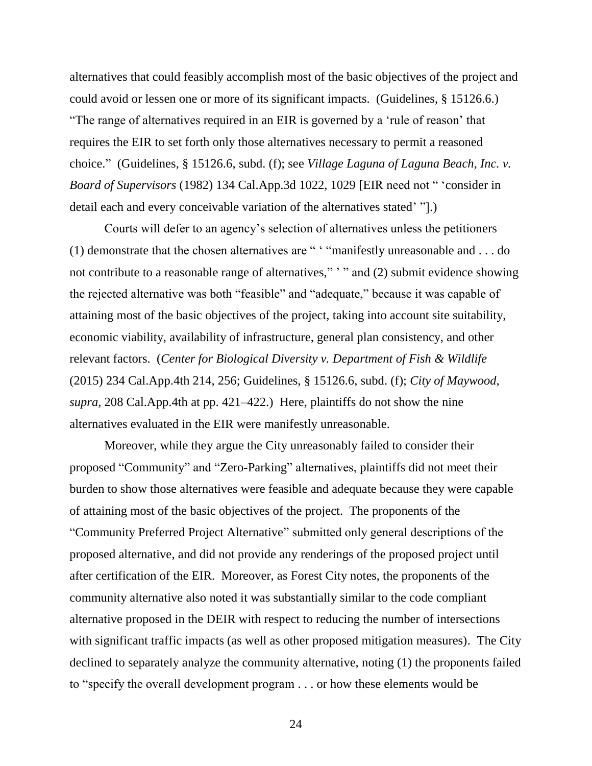alternatives that could feasibly accomplish most of the basic objectives of the project and could avoid or lessen one or more of its significant impacts. (Guidelines, § 15126.6.) "The range of alternatives required in an EIR is governed by a 'rule of reason' that requires the EIR to set forth only those alternatives necessary to permit a reasoned choice." (Guidelines, § 15126.6, subd. (f); see *Village Laguna of Laguna Beach, Inc. v. Board of Supervisors* (1982) 134 Cal.App.3d 1022, 1029 [EIR need not " 'consider in detail each and every conceivable variation of the alternatives stated' "].)

Courts will defer to an agency's selection of alternatives unless the petitioners (1) demonstrate that the chosen alternatives are " ' "manifestly unreasonable and . . . do not contribute to a reasonable range of alternatives," ' " and (2) submit evidence showing the rejected alternative was both "feasible" and "adequate," because it was capable of attaining most of the basic objectives of the project, taking into account site suitability, economic viability, availability of infrastructure, general plan consistency, and other relevant factors. (*Center for Biological Diversity v. Department of Fish & Wildlife* (2015) 234 Cal.App.4th 214, 256; Guidelines, § 15126.6, subd. (f); *City of Maywood, supra,* 208 Cal.App.4th at pp. 421–422.) Here, plaintiffs do not show the nine alternatives evaluated in the EIR were manifestly unreasonable.

Moreover, while they argue the City unreasonably failed to consider their proposed "Community" and "Zero-Parking" alternatives, plaintiffs did not meet their burden to show those alternatives were feasible and adequate because they were capable of attaining most of the basic objectives of the project. The proponents of the "Community Preferred Project Alternative" submitted only general descriptions of the proposed alternative, and did not provide any renderings of the proposed project until after certification of the EIR. Moreover, as Forest City notes, the proponents of the community alternative also noted it was substantially similar to the code compliant alternative proposed in the DEIR with respect to reducing the number of intersections with significant traffic impacts (as well as other proposed mitigation measures). The City declined to separately analyze the community alternative, noting (1) the proponents failed to "specify the overall development program . . . or how these elements would be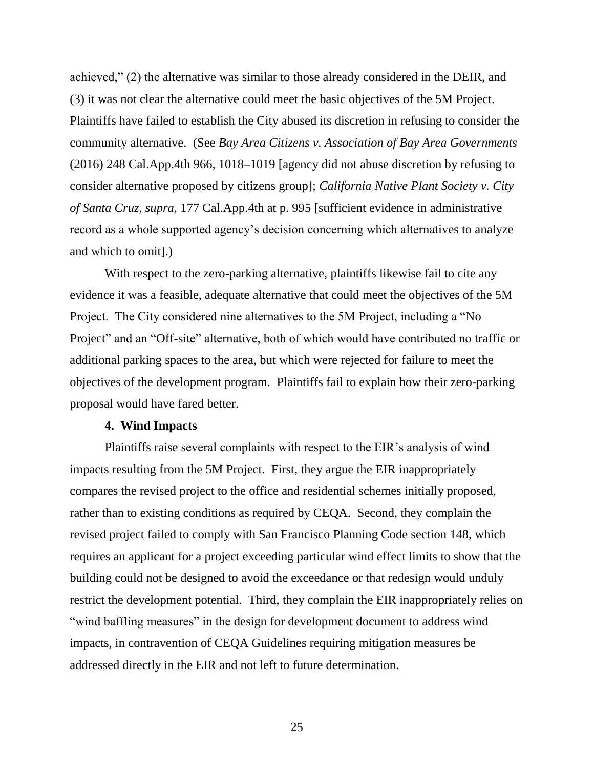achieved," (2) the alternative was similar to those already considered in the DEIR, and (3) it was not clear the alternative could meet the basic objectives of the 5M Project. Plaintiffs have failed to establish the City abused its discretion in refusing to consider the community alternative. (See *Bay Area Citizens v. Association of Bay Area Governments* (2016) 248 Cal.App.4th 966, 1018–1019 [agency did not abuse discretion by refusing to consider alternative proposed by citizens group]; *California Native Plant Society v. City of Santa Cruz*, *supra*, 177 Cal.App.4th at p. 995 [sufficient evidence in administrative record as a whole supported agency's decision concerning which alternatives to analyze and which to omit].)

With respect to the zero-parking alternative, plaintiffs likewise fail to cite any evidence it was a feasible, adequate alternative that could meet the objectives of the 5M Project. The City considered nine alternatives to the 5M Project, including a "No Project" and an "Off-site" alternative, both of which would have contributed no traffic or additional parking spaces to the area, but which were rejected for failure to meet the objectives of the development program. Plaintiffs fail to explain how their zero-parking proposal would have fared better.

**4. Wind Impacts**

Plaintiffs raise several complaints with respect to the EIR's analysis of wind impacts resulting from the 5M Project. First, they argue the EIR inappropriately compares the revised project to the office and residential schemes initially proposed, rather than to existing conditions as required by CEQA. Second, they complain the revised project failed to comply with San Francisco Planning Code section 148, which requires an applicant for a project exceeding particular wind effect limits to show that the building could not be designed to avoid the exceedance or that redesign would unduly restrict the development potential. Third, they complain the EIR inappropriately relies on "wind baffling measures" in the design for development document to address wind impacts, in contravention of CEQA Guidelines requiring mitigation measures be addressed directly in the EIR and not left to future determination.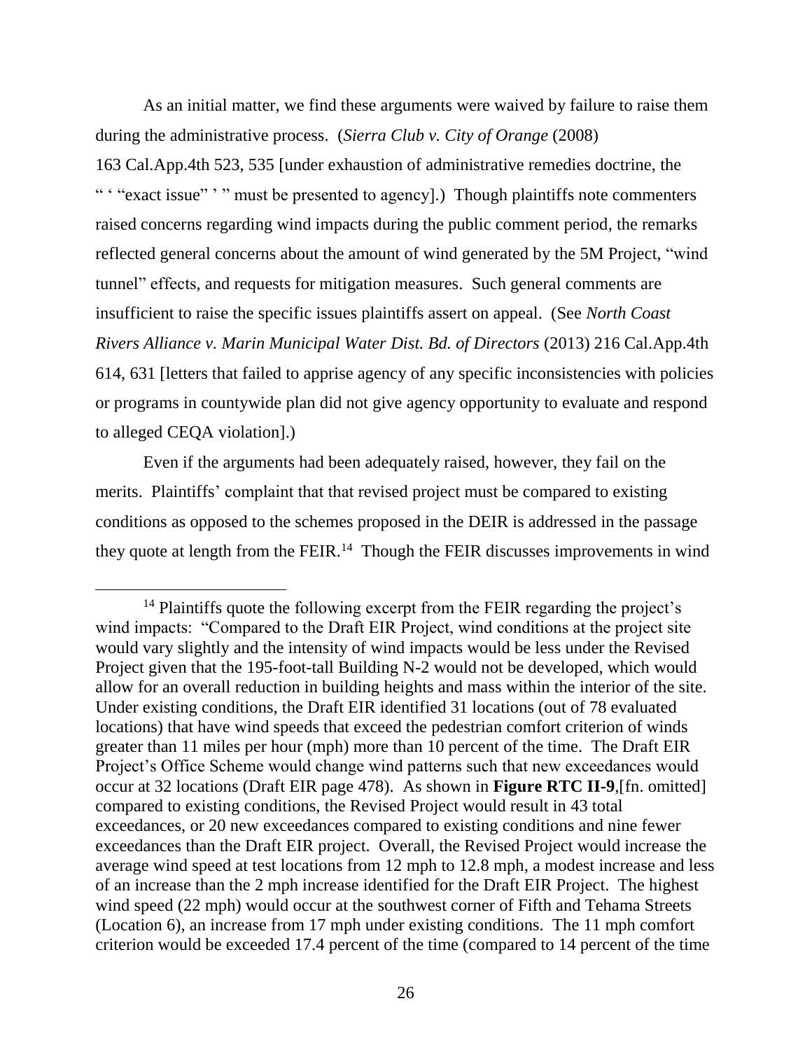As an initial matter, we find these arguments were waived by failure to raise them during the administrative process. (*Sierra Club v. City of Orange* (2008) 163 Cal.App.4th 523, 535 [under exhaustion of administrative remedies doctrine, the " ' "exact issue" ' " must be presented to agency].) Though plaintiffs note commenters raised concerns regarding wind impacts during the public comment period, the remarks reflected general concerns about the amount of wind generated by the 5M Project, "wind tunnel" effects, and requests for mitigation measures. Such general comments are insufficient to raise the specific issues plaintiffs assert on appeal. (See *North Coast Rivers Alliance v. Marin Municipal Water Dist. Bd. of Directors* (2013) 216 Cal.App.4th 614, 631 [letters that failed to apprise agency of any specific inconsistencies with policies or programs in countywide plan did not give agency opportunity to evaluate and respond to alleged CEQA violation].)

Even if the arguments had been adequately raised, however, they fail on the merits. Plaintiffs' complaint that that revised project must be compared to existing conditions as opposed to the schemes proposed in the DEIR is addressed in the passage they quote at length from the FEIR.[14] Though the FEIR discusses improvements in wind

---

[14] Plaintiffs quote the following excerpt from the FEIR regarding the project's wind impacts: "Compared to the Draft EIR Project, wind conditions at the project site would vary slightly and the intensity of wind impacts would be less under the Revised Project given that the 195-foot-tall Building N-2 would not be developed, which would allow for an overall reduction in building heights and mass within the interior of the site. Under existing conditions, the Draft EIR identified 31 locations (out of 78 evaluated locations) that have wind speeds that exceed the pedestrian comfort criterion of winds greater than 11 miles per hour (mph) more than 10 percent of the time. The Draft EIR Project's Office Scheme would change wind patterns such that new exceedances would occur at 32 locations (Draft EIR page 478). As shown in **Figure RTC II-9**,[fn. omitted] compared to existing conditions, the Revised Project would result in 43 total exceedances, or 20 new exceedances compared to existing conditions and nine fewer exceedances than the Draft EIR project. Overall, the Revised Project would increase the average wind speed at test locations from 12 mph to 12.8 mph, a modest increase and less of an increase than the 2 mph increase identified for the Draft EIR Project. The highest wind speed (22 mph) would occur at the southwest corner of Fifth and Tehama Streets (Location 6), an increase from 17 mph under existing conditions. The 11 mph comfort criterion would be exceeded 17.4 percent of the time (compared to 14 percent of the time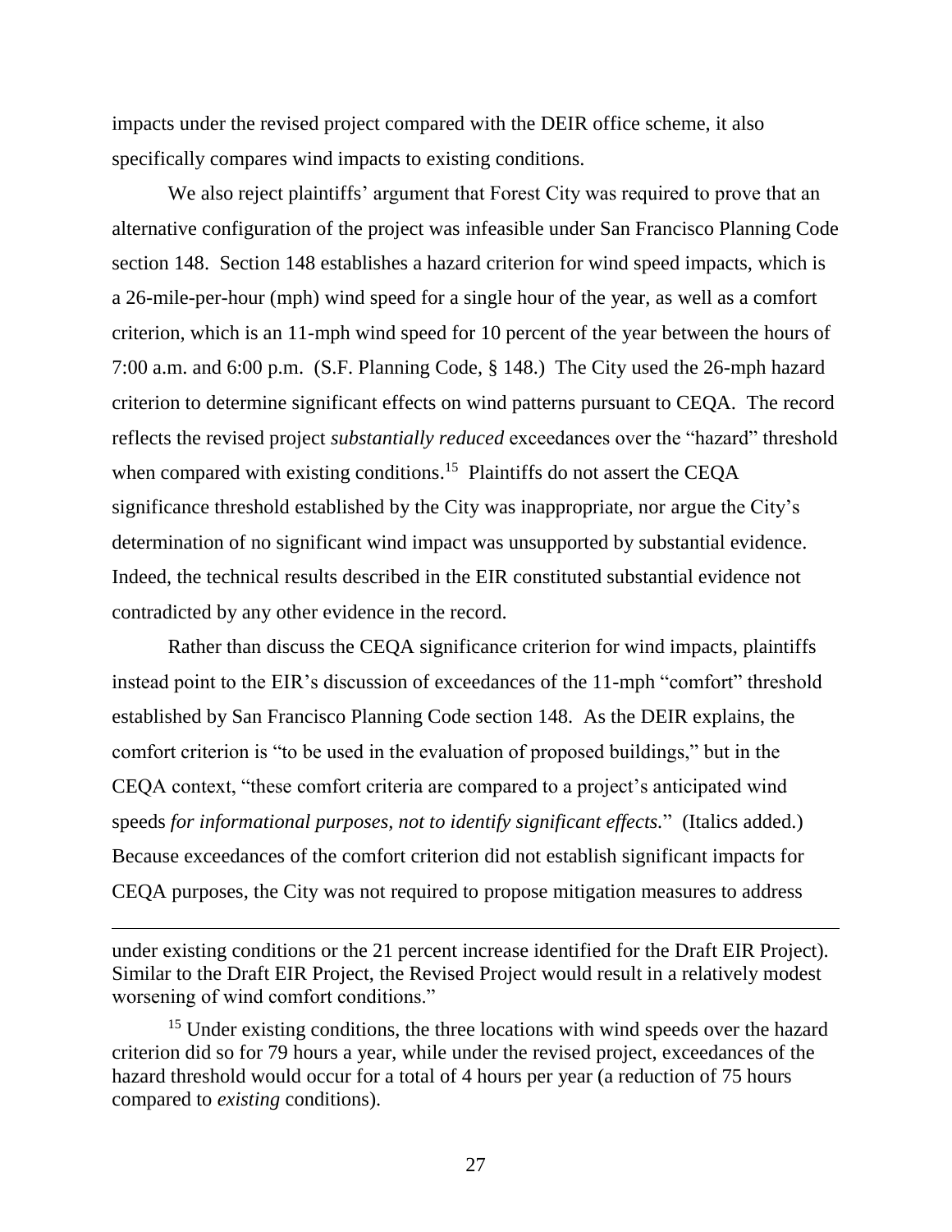impacts under the revised project compared with the DEIR office scheme, it also specifically compares wind impacts to existing conditions.

We also reject plaintiffs' argument that Forest City was required to prove that an alternative configuration of the project was infeasible under San Francisco Planning Code section 148. Section 148 establishes a hazard criterion for wind speed impacts, which is a 26-mile-per-hour (mph) wind speed for a single hour of the year, as well as a comfort criterion, which is an 11-mph wind speed for 10 percent of the year between the hours of 7:00 a.m. and 6:00 p.m. (S.F. Planning Code, § 148.) The City used the 26-mph hazard criterion to determine significant effects on wind patterns pursuant to CEQA. The record reflects the revised project *substantially reduced* exceedances over the "hazard" threshold when compared with existing conditions.[15] Plaintiffs do not assert the CEQA significance threshold established by the City was inappropriate, nor argue the City's determination of no significant wind impact was unsupported by substantial evidence. Indeed, the technical results described in the EIR constituted substantial evidence not contradicted by any other evidence in the record.

Rather than discuss the CEQA significance criterion for wind impacts, plaintiffs instead point to the EIR's discussion of exceedances of the 11-mph "comfort" threshold established by San Francisco Planning Code section 148. As the DEIR explains, the comfort criterion is "to be used in the evaluation of proposed buildings," but in the CEQA context, "these comfort criteria are compared to a project's anticipated wind speeds *for informational purposes, not to identify significant effects.*" (Italics added.) Because exceedances of the comfort criterion did not establish significant impacts for CEQA purposes, the City was not required to propose mitigation measures to address

---

under existing conditions or the 21 percent increase identified for the Draft EIR Project). Similar to the Draft EIR Project, the Revised Project would result in a relatively modest worsening of wind comfort conditions."

[15] Under existing conditions, the three locations with wind speeds over the hazard criterion did so for 79 hours a year, while under the revised project, exceedances of the hazard threshold would occur for a total of 4 hours per year (a reduction of 75 hours compared to *existing* conditions).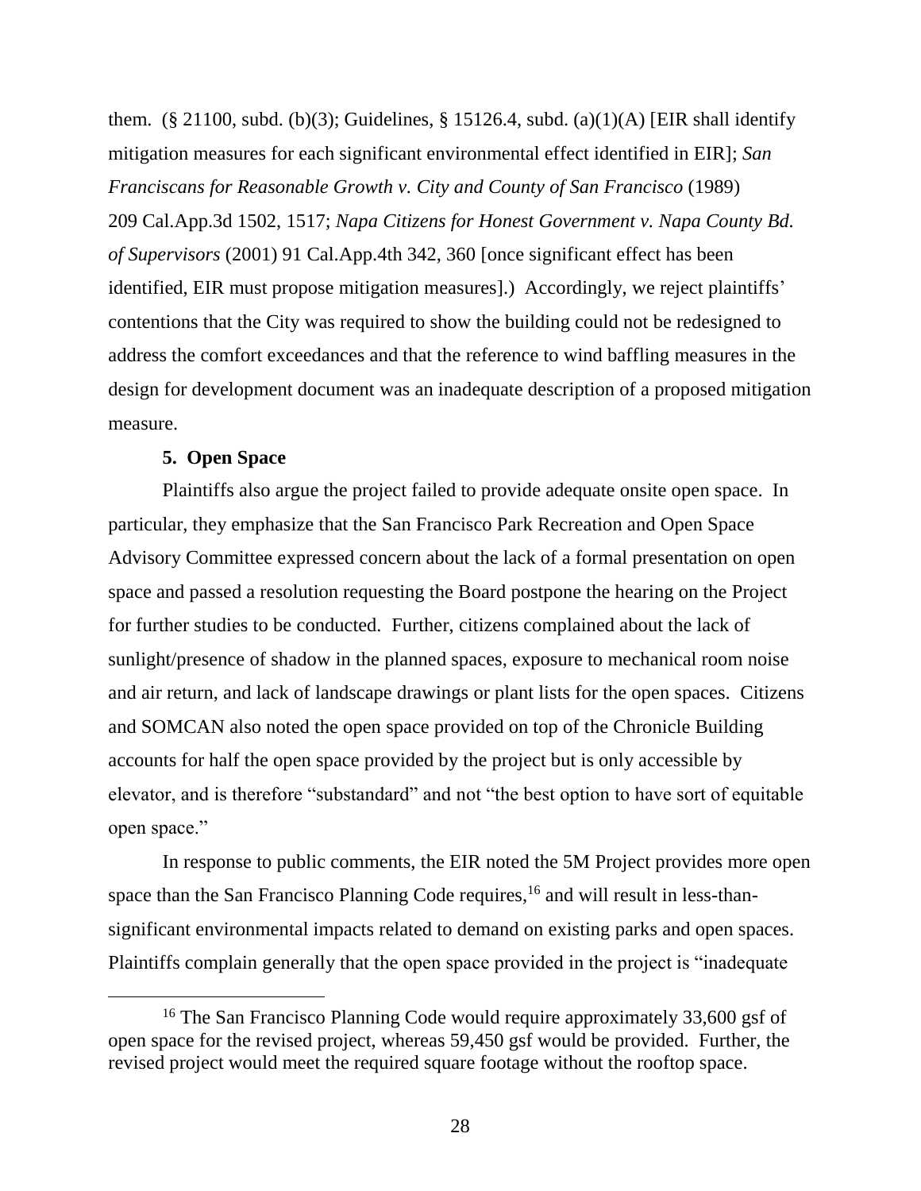them. (§ 21100, subd. (b)(3); Guidelines, § 15126.4, subd. (a)(1)(A) [EIR shall identify mitigation measures for each significant environmental effect identified in EIR]; *San Franciscans for Reasonable Growth v. City and County of San Francisco* (1989) 209 Cal.App.3d 1502, 1517; *Napa Citizens for Honest Government v. Napa County Bd. of Supervisors* (2001) 91 Cal.App.4th 342, 360 [once significant effect has been identified, EIR must propose mitigation measures].) Accordingly, we reject plaintiffs' contentions that the City was required to show the building could not be redesigned to address the comfort exceedances and that the reference to wind baffling measures in the design for development document was an inadequate description of a proposed mitigation measure.

**5. Open Space**

Plaintiffs also argue the project failed to provide adequate onsite open space. In particular, they emphasize that the San Francisco Park Recreation and Open Space Advisory Committee expressed concern about the lack of a formal presentation on open space and passed a resolution requesting the Board postpone the hearing on the Project for further studies to be conducted. Further, citizens complained about the lack of sunlight/presence of shadow in the planned spaces, exposure to mechanical room noise and air return, and lack of landscape drawings or plant lists for the open spaces. Citizens and SOMCAN also noted the open space provided on top of the Chronicle Building accounts for half the open space provided by the project but is only accessible by elevator, and is therefore "substandard" and not "the best option to have sort of equitable open space."

In response to public comments, the EIR noted the 5M Project provides more open space than the San Francisco Planning Code requires,[16] and will result in less-than-significant environmental impacts related to demand on existing parks and open spaces. Plaintiffs complain generally that the open space provided in the project is "inadequate

[16] The San Francisco Planning Code would require approximately 33,600 gsf of open space for the revised project, whereas 59,450 gsf would be provided. Further, the revised project would meet the required square footage without the rooftop space.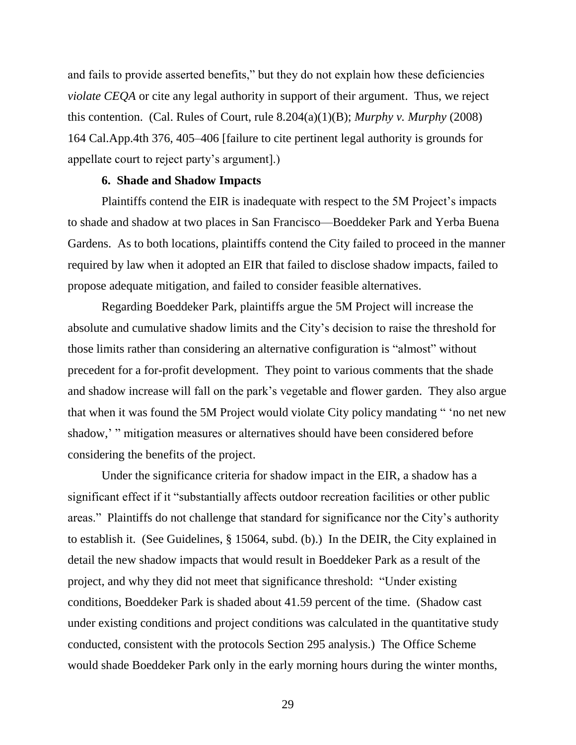and fails to provide asserted benefits," but they do not explain how these deficiencies *violate CEQA* or cite any legal authority in support of their argument. Thus, we reject this contention. (Cal. Rules of Court, rule 8.204(a)(1)(B); *Murphy v. Murphy* (2008) 164 Cal.App.4th 376, 405–406 [failure to cite pertinent legal authority is grounds for appellate court to reject party's argument].)

**6. Shade and Shadow Impacts**

Plaintiffs contend the EIR is inadequate with respect to the 5M Project's impacts to shade and shadow at two places in San Francisco—Boeddeker Park and Yerba Buena Gardens. As to both locations, plaintiffs contend the City failed to proceed in the manner required by law when it adopted an EIR that failed to disclose shadow impacts, failed to propose adequate mitigation, and failed to consider feasible alternatives.

Regarding Boeddeker Park, plaintiffs argue the 5M Project will increase the absolute and cumulative shadow limits and the City's decision to raise the threshold for those limits rather than considering an alternative configuration is "almost" without precedent for a for-profit development. They point to various comments that the shade and shadow increase will fall on the park's vegetable and flower garden. They also argue that when it was found the 5M Project would violate City policy mandating " 'no net new shadow,' " mitigation measures or alternatives should have been considered before considering the benefits of the project.

Under the significance criteria for shadow impact in the EIR, a shadow has a significant effect if it "substantially affects outdoor recreation facilities or other public areas." Plaintiffs do not challenge that standard for significance nor the City's authority to establish it. (See Guidelines, § 15064, subd. (b).) In the DEIR, the City explained in detail the new shadow impacts that would result in Boeddeker Park as a result of the project, and why they did not meet that significance threshold: "Under existing conditions, Boeddeker Park is shaded about 41.59 percent of the time. (Shadow cast under existing conditions and project conditions was calculated in the quantitative study conducted, consistent with the protocols Section 295 analysis.) The Office Scheme would shade Boeddeker Park only in the early morning hours during the winter months,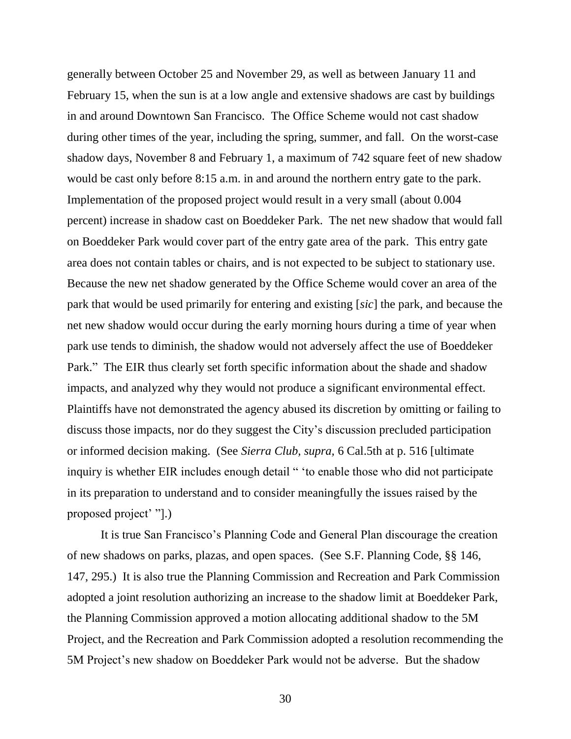generally between October 25 and November 29, as well as between January 11 and February 15, when the sun is at a low angle and extensive shadows are cast by buildings in and around Downtown San Francisco. The Office Scheme would not cast shadow during other times of the year, including the spring, summer, and fall. On the worst-case shadow days, November 8 and February 1, a maximum of 742 square feet of new shadow would be cast only before 8:15 a.m. in and around the northern entry gate to the park. Implementation of the proposed project would result in a very small (about 0.004 percent) increase in shadow cast on Boeddeker Park. The net new shadow that would fall on Boeddeker Park would cover part of the entry gate area of the park. This entry gate area does not contain tables or chairs, and is not expected to be subject to stationary use. Because the new net shadow generated by the Office Scheme would cover an area of the park that would be used primarily for entering and existing [*sic*] the park, and because the net new shadow would occur during the early morning hours during a time of year when park use tends to diminish, the shadow would not adversely affect the use of Boeddeker Park." The EIR thus clearly set forth specific information about the shade and shadow impacts, and analyzed why they would not produce a significant environmental effect. Plaintiffs have not demonstrated the agency abused its discretion by omitting or failing to discuss those impacts, nor do they suggest the City's discussion precluded participation or informed decision making. (See *Sierra Club, supra*, 6 Cal.5th at p. 516 [ultimate inquiry is whether EIR includes enough detail " 'to enable those who did not participate in its preparation to understand and to consider meaningfully the issues raised by the proposed project' "].)

It is true San Francisco's Planning Code and General Plan discourage the creation of new shadows on parks, plazas, and open spaces. (See S.F. Planning Code, §§ 146, 147, 295.) It is also true the Planning Commission and Recreation and Park Commission adopted a joint resolution authorizing an increase to the shadow limit at Boeddeker Park, the Planning Commission approved a motion allocating additional shadow to the 5M Project, and the Recreation and Park Commission adopted a resolution recommending the 5M Project's new shadow on Boeddeker Park would not be adverse. But the shadow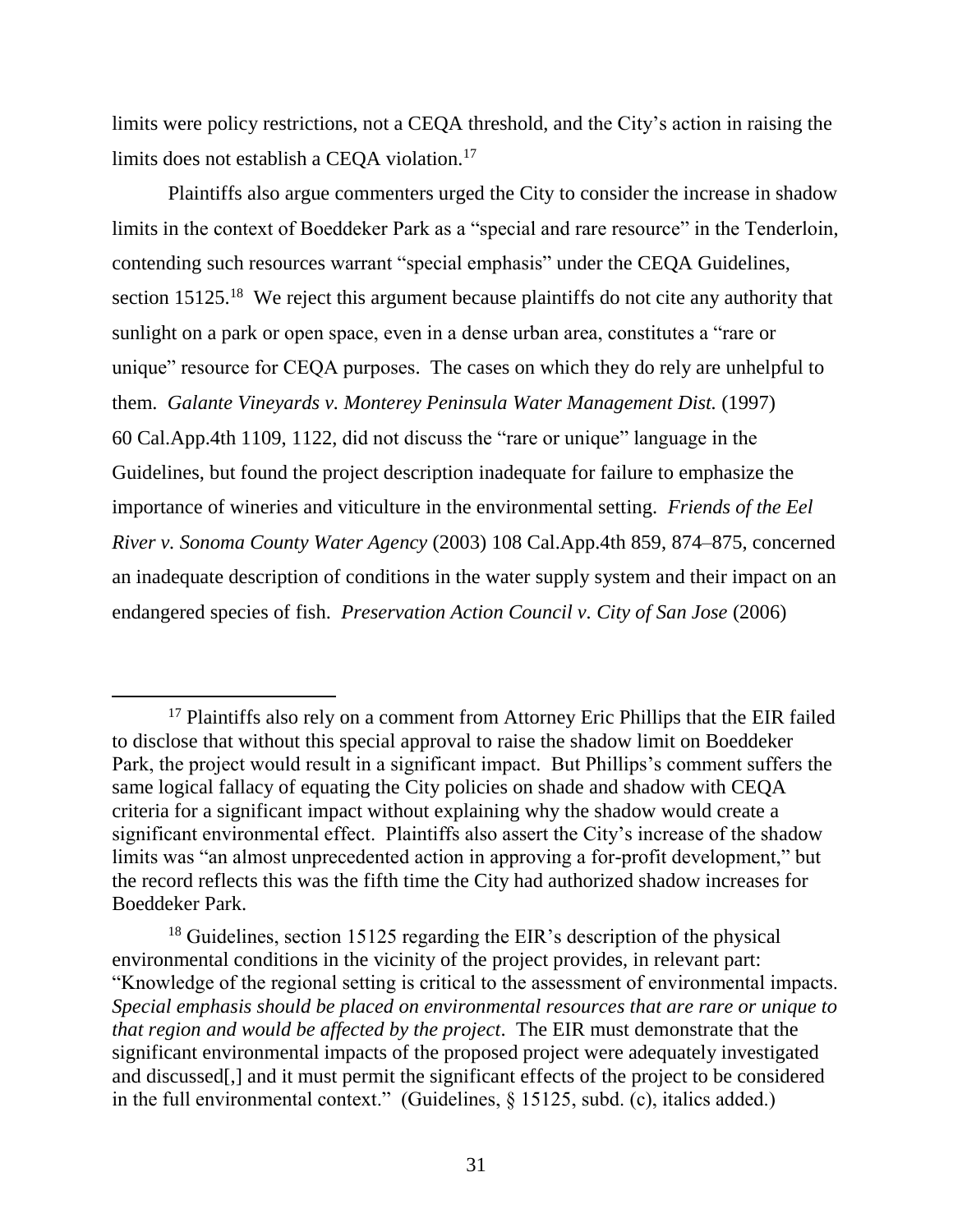limits were policy restrictions, not a CEQA threshold, and the City's action in raising the limits does not establish a CEQA violation.[17]

Plaintiffs also argue commenters urged the City to consider the increase in shadow limits in the context of Boeddeker Park as a "special and rare resource" in the Tenderloin, contending such resources warrant "special emphasis" under the CEQA Guidelines, section 15125.[18] We reject this argument because plaintiffs do not cite any authority that sunlight on a park or open space, even in a dense urban area, constitutes a "rare or unique" resource for CEQA purposes. The cases on which they do rely are unhelpful to them. *Galante Vineyards v. Monterey Peninsula Water Management Dist.* (1997) 60 Cal.App.4th 1109, 1122, did not discuss the "rare or unique" language in the Guidelines, but found the project description inadequate for failure to emphasize the importance of wineries and viticulture in the environmental setting. *Friends of the Eel River v. Sonoma County Water Agency* (2003) 108 Cal.App.4th 859, 874–875, concerned an inadequate description of conditions in the water supply system and their impact on an endangered species of fish. *Preservation Action Council v. City of San Jose* (2006)

---

[17] Plaintiffs also rely on a comment from Attorney Eric Phillips that the EIR failed to disclose that without this special approval to raise the shadow limit on Boeddeker Park, the project would result in a significant impact. But Phillips's comment suffers the same logical fallacy of equating the City policies on shade and shadow with CEQA criteria for a significant impact without explaining why the shadow would create a significant environmental effect. Plaintiffs also assert the City's increase of the shadow limits was "an almost unprecedented action in approving a for-profit development," but the record reflects this was the fifth time the City had authorized shadow increases for Boeddeker Park.

[18] Guidelines, section 15125 regarding the EIR's description of the physical environmental conditions in the vicinity of the project provides, in relevant part: "Knowledge of the regional setting is critical to the assessment of environmental impacts. *Special emphasis should be placed on environmental resources that are rare or unique to that region and would be affected by the project*. The EIR must demonstrate that the significant environmental impacts of the proposed project were adequately investigated and discussed[,] and it must permit the significant effects of the project to be considered in the full environmental context." (Guidelines, § 15125, subd. (c), italics added.)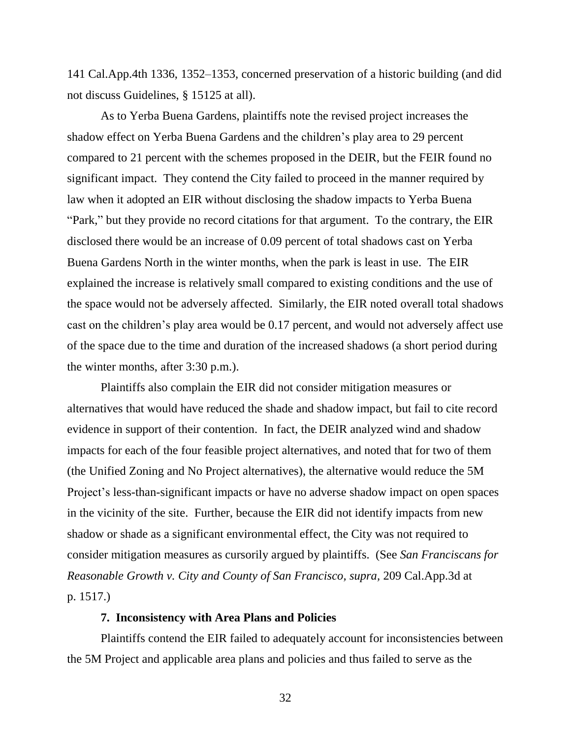141 Cal.App.4th 1336, 1352–1353, concerned preservation of a historic building (and did not discuss Guidelines, § 15125 at all).

As to Yerba Buena Gardens, plaintiffs note the revised project increases the shadow effect on Yerba Buena Gardens and the children's play area to 29 percent compared to 21 percent with the schemes proposed in the DEIR, but the FEIR found no significant impact. They contend the City failed to proceed in the manner required by law when it adopted an EIR without disclosing the shadow impacts to Yerba Buena "Park," but they provide no record citations for that argument. To the contrary, the EIR disclosed there would be an increase of 0.09 percent of total shadows cast on Yerba Buena Gardens North in the winter months, when the park is least in use. The EIR explained the increase is relatively small compared to existing conditions and the use of the space would not be adversely affected. Similarly, the EIR noted overall total shadows cast on the children's play area would be 0.17 percent, and would not adversely affect use of the space due to the time and duration of the increased shadows (a short period during the winter months, after 3:30 p.m.).

Plaintiffs also complain the EIR did not consider mitigation measures or alternatives that would have reduced the shade and shadow impact, but fail to cite record evidence in support of their contention. In fact, the DEIR analyzed wind and shadow impacts for each of the four feasible project alternatives, and noted that for two of them (the Unified Zoning and No Project alternatives), the alternative would reduce the 5M Project's less-than-significant impacts or have no adverse shadow impact on open spaces in the vicinity of the site. Further, because the EIR did not identify impacts from new shadow or shade as a significant environmental effect, the City was not required to consider mitigation measures as cursorily argued by plaintiffs. (See *San Franciscans for Reasonable Growth v. City and County of San Francisco*, *supra*, 209 Cal.App.3d at p. 1517.)

**7. Inconsistency with Area Plans and Policies**

Plaintiffs contend the EIR failed to adequately account for inconsistencies between the 5M Project and applicable area plans and policies and thus failed to serve as the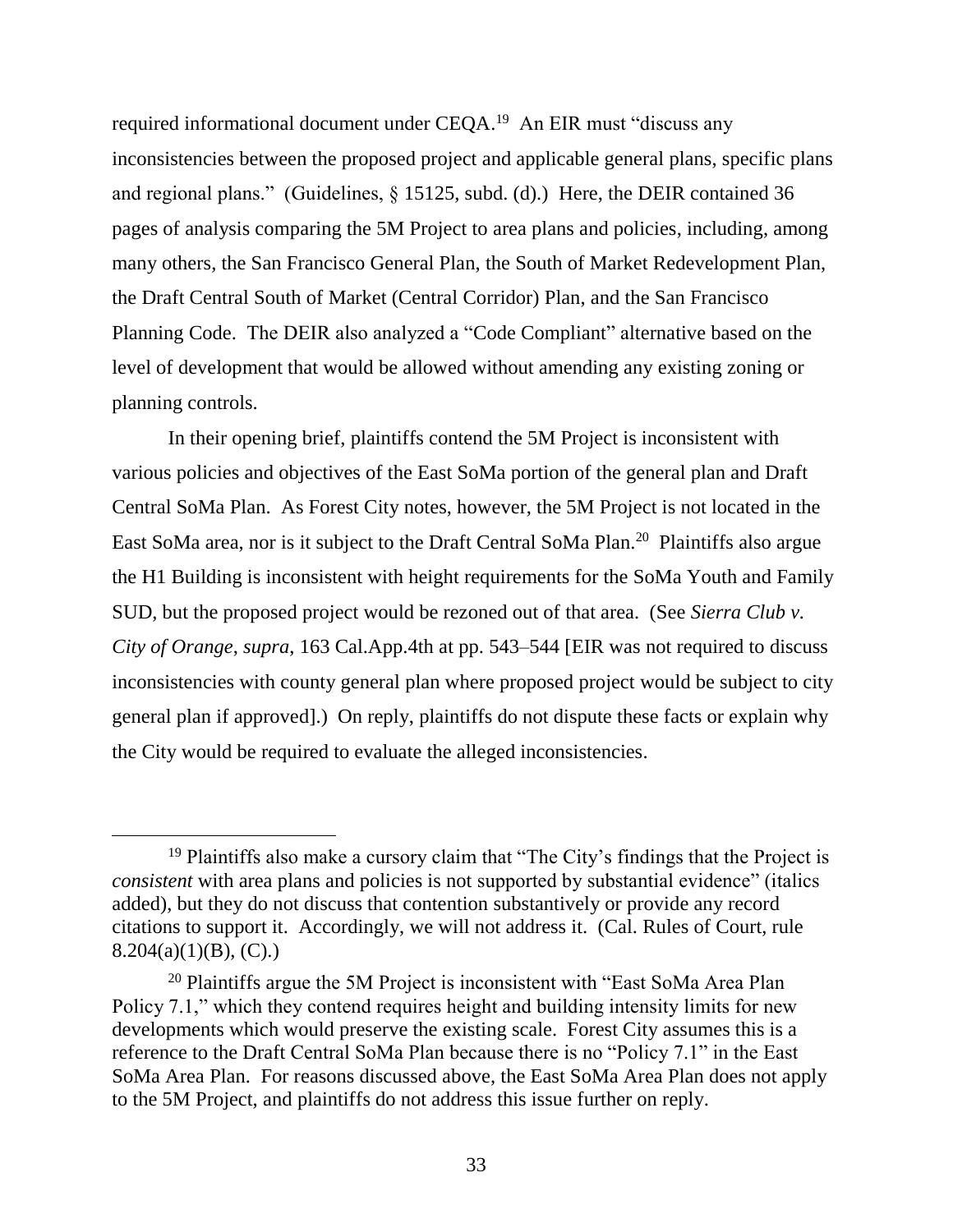required informational document under CEQA.[19] An EIR must "discuss any inconsistencies between the proposed project and applicable general plans, specific plans and regional plans." (Guidelines, § 15125, subd. (d).) Here, the DEIR contained 36 pages of analysis comparing the 5M Project to area plans and policies, including, among many others, the San Francisco General Plan, the South of Market Redevelopment Plan, the Draft Central South of Market (Central Corridor) Plan, and the San Francisco Planning Code. The DEIR also analyzed a "Code Compliant" alternative based on the level of development that would be allowed without amending any existing zoning or planning controls.

In their opening brief, plaintiffs contend the 5M Project is inconsistent with various policies and objectives of the East SoMa portion of the general plan and Draft Central SoMa Plan. As Forest City notes, however, the 5M Project is not located in the East SoMa area, nor is it subject to the Draft Central SoMa Plan.[20] Plaintiffs also argue the H1 Building is inconsistent with height requirements for the SoMa Youth and Family SUD, but the proposed project would be rezoned out of that area. (See *Sierra Club v. City of Orange*, *supra*, 163 Cal.App.4th at pp. 543–544 [EIR was not required to discuss inconsistencies with county general plan where proposed project would be subject to city general plan if approved].) On reply, plaintiffs do not dispute these facts or explain why the City would be required to evaluate the alleged inconsistencies.

---

[19] Plaintiffs also make a cursory claim that "The City's findings that the Project is *consistent* with area plans and policies is not supported by substantial evidence" (italics added), but they do not discuss that contention substantively or provide any record citations to support it. Accordingly, we will not address it. (Cal. Rules of Court, rule 8.204(a)(1)(B), (C).)

[20] Plaintiffs argue the 5M Project is inconsistent with "East SoMa Area Plan Policy 7.1," which they contend requires height and building intensity limits for new developments which would preserve the existing scale. Forest City assumes this is a reference to the Draft Central SoMa Plan because there is no "Policy 7.1" in the East SoMa Area Plan. For reasons discussed above, the East SoMa Area Plan does not apply to the 5M Project, and plaintiffs do not address this issue further on reply.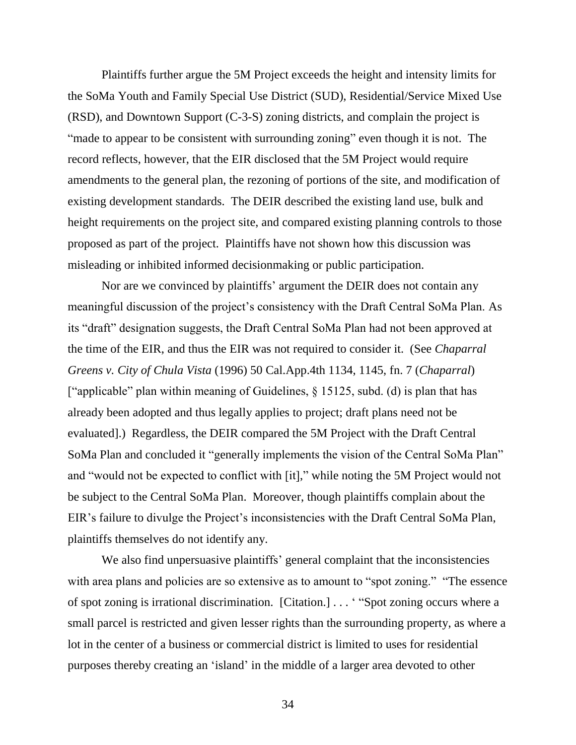Plaintiffs further argue the 5M Project exceeds the height and intensity limits for the SoMa Youth and Family Special Use District (SUD), Residential/Service Mixed Use (RSD), and Downtown Support (C-3-S) zoning districts, and complain the project is "made to appear to be consistent with surrounding zoning" even though it is not. The record reflects, however, that the EIR disclosed that the 5M Project would require amendments to the general plan, the rezoning of portions of the site, and modification of existing development standards. The DEIR described the existing land use, bulk and height requirements on the project site, and compared existing planning controls to those proposed as part of the project. Plaintiffs have not shown how this discussion was misleading or inhibited informed decisionmaking or public participation.

Nor are we convinced by plaintiffs' argument the DEIR does not contain any meaningful discussion of the project's consistency with the Draft Central SoMa Plan. As its "draft" designation suggests, the Draft Central SoMa Plan had not been approved at the time of the EIR, and thus the EIR was not required to consider it. (See *Chaparral Greens v. City of Chula Vista* (1996) 50 Cal.App.4th 1134, 1145, fn. 7 (*Chaparral*) ["applicable" plan within meaning of Guidelines, § 15125, subd. (d) is plan that has already been adopted and thus legally applies to project; draft plans need not be evaluated].) Regardless, the DEIR compared the 5M Project with the Draft Central SoMa Plan and concluded it "generally implements the vision of the Central SoMa Plan" and "would not be expected to conflict with [it]," while noting the 5M Project would not be subject to the Central SoMa Plan. Moreover, though plaintiffs complain about the EIR's failure to divulge the Project's inconsistencies with the Draft Central SoMa Plan, plaintiffs themselves do not identify any.

We also find unpersuasive plaintiffs' general complaint that the inconsistencies with area plans and policies are so extensive as to amount to "spot zoning." "The essence of spot zoning is irrational discrimination. [Citation.] . . . ' "Spot zoning occurs where a small parcel is restricted and given lesser rights than the surrounding property, as where a lot in the center of a business or commercial district is limited to uses for residential purposes thereby creating an 'island' in the middle of a larger area devoted to other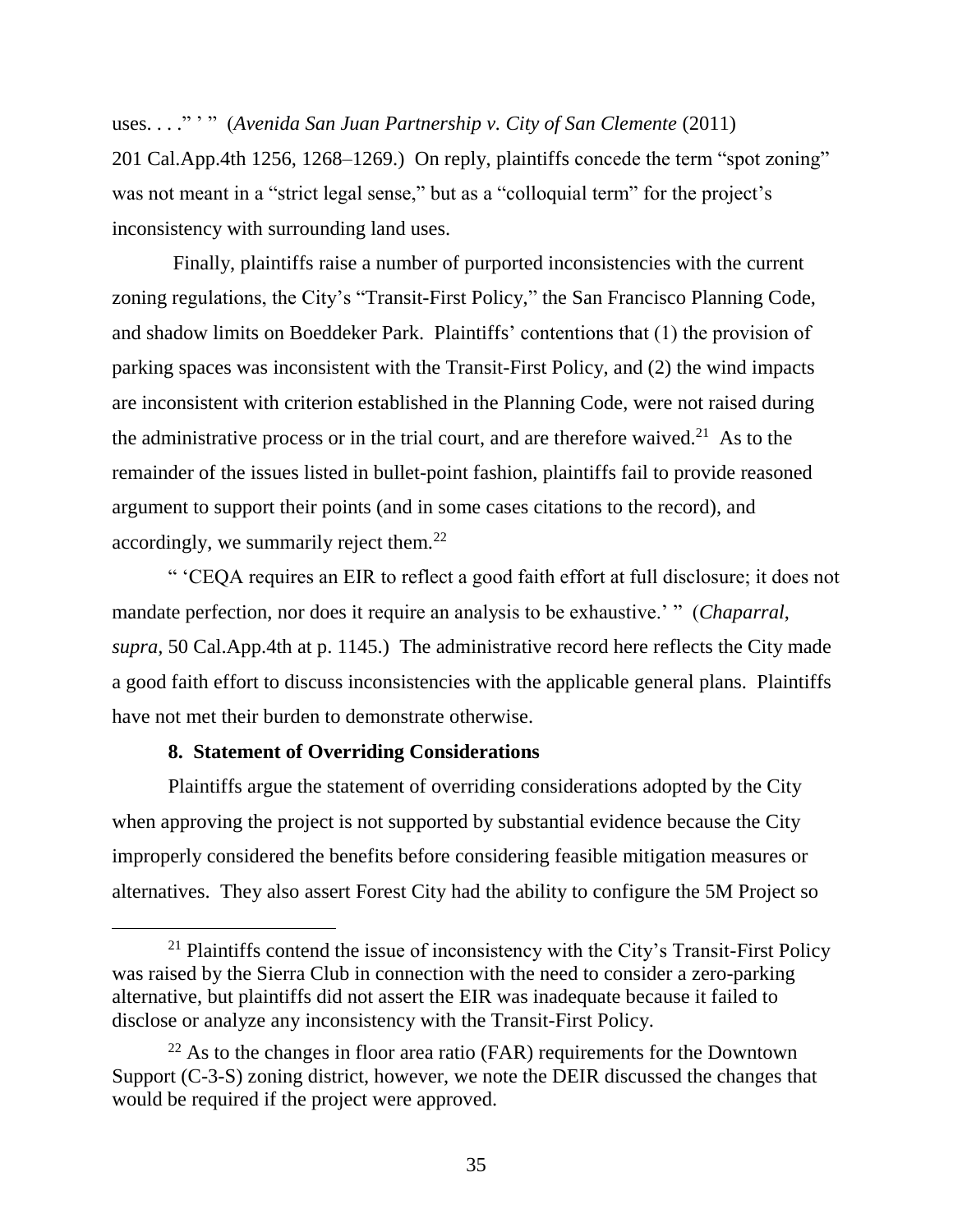uses. . . ." ' " (*Avenida San Juan Partnership v. City of San Clemente* (2011) 201 Cal.App.4th 1256, 1268–1269.) On reply, plaintiffs concede the term "spot zoning" was not meant in a "strict legal sense," but as a "colloquial term" for the project's inconsistency with surrounding land uses.

Finally, plaintiffs raise a number of purported inconsistencies with the current zoning regulations, the City's "Transit-First Policy," the San Francisco Planning Code, and shadow limits on Boeddeker Park. Plaintiffs' contentions that (1) the provision of parking spaces was inconsistent with the Transit-First Policy, and (2) the wind impacts are inconsistent with criterion established in the Planning Code, were not raised during the administrative process or in the trial court, and are therefore waived.[21] As to the remainder of the issues listed in bullet-point fashion, plaintiffs fail to provide reasoned argument to support their points (and in some cases citations to the record), and accordingly, we summarily reject them.[22]

" 'CEQA requires an EIR to reflect a good faith effort at full disclosure; it does not mandate perfection, nor does it require an analysis to be exhaustive.' " (*Chaparral*, *supra*, 50 Cal.App.4th at p. 1145.) The administrative record here reflects the City made a good faith effort to discuss inconsistencies with the applicable general plans. Plaintiffs have not met their burden to demonstrate otherwise.

**8. Statement of Overriding Considerations**

Plaintiffs argue the statement of overriding considerations adopted by the City when approving the project is not supported by substantial evidence because the City improperly considered the benefits before considering feasible mitigation measures or alternatives. They also assert Forest City had the ability to configure the 5M Project so

---

[21] Plaintiffs contend the issue of inconsistency with the City's Transit-First Policy was raised by the Sierra Club in connection with the need to consider a zero-parking alternative, but plaintiffs did not assert the EIR was inadequate because it failed to disclose or analyze any inconsistency with the Transit-First Policy.

[22] As to the changes in floor area ratio (FAR) requirements for the Downtown Support (C-3-S) zoning district, however, we note the DEIR discussed the changes that would be required if the project were approved.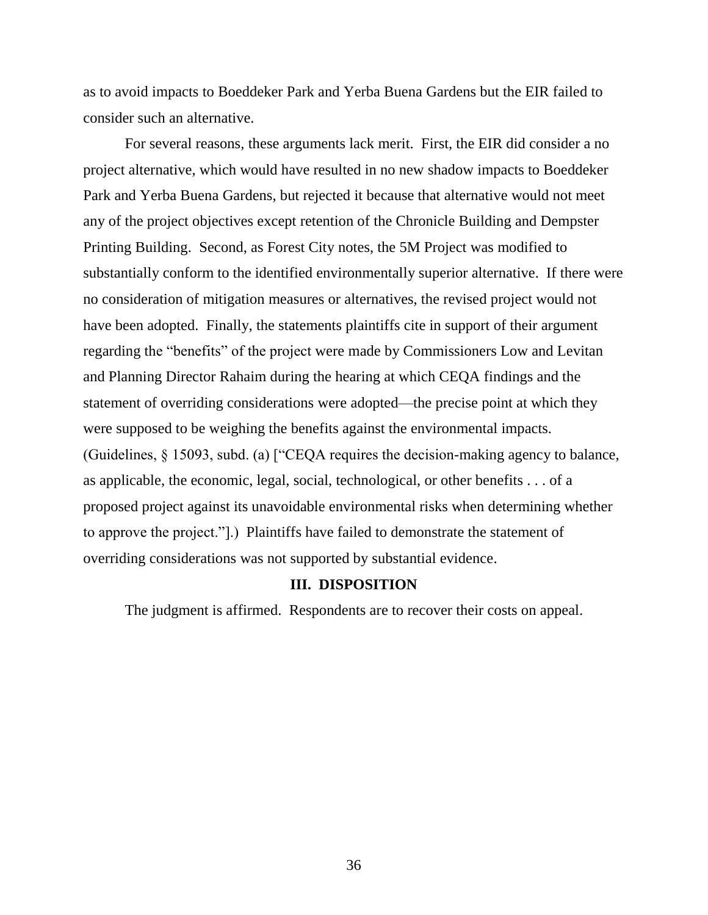as to avoid impacts to Boeddeker Park and Yerba Buena Gardens but the EIR failed to consider such an alternative.

For several reasons, these arguments lack merit. First, the EIR did consider a no project alternative, which would have resulted in no new shadow impacts to Boeddeker Park and Yerba Buena Gardens, but rejected it because that alternative would not meet any of the project objectives except retention of the Chronicle Building and Dempster Printing Building. Second, as Forest City notes, the 5M Project was modified to substantially conform to the identified environmentally superior alternative. If there were no consideration of mitigation measures or alternatives, the revised project would not have been adopted. Finally, the statements plaintiffs cite in support of their argument regarding the "benefits" of the project were made by Commissioners Low and Levitan and Planning Director Rahaim during the hearing at which CEQA findings and the statement of overriding considerations were adopted—the precise point at which they were supposed to be weighing the benefits against the environmental impacts. (Guidelines, § 15093, subd. (a) ["CEQA requires the decision-making agency to balance, as applicable, the economic, legal, social, technological, or other benefits . . . of a proposed project against its unavoidable environmental risks when determining whether to approve the project."].) Plaintiffs have failed to demonstrate the statement of overriding considerations was not supported by substantial evidence.

## III. DISPOSITION

The judgment is affirmed. Respondents are to recover their costs on appeal.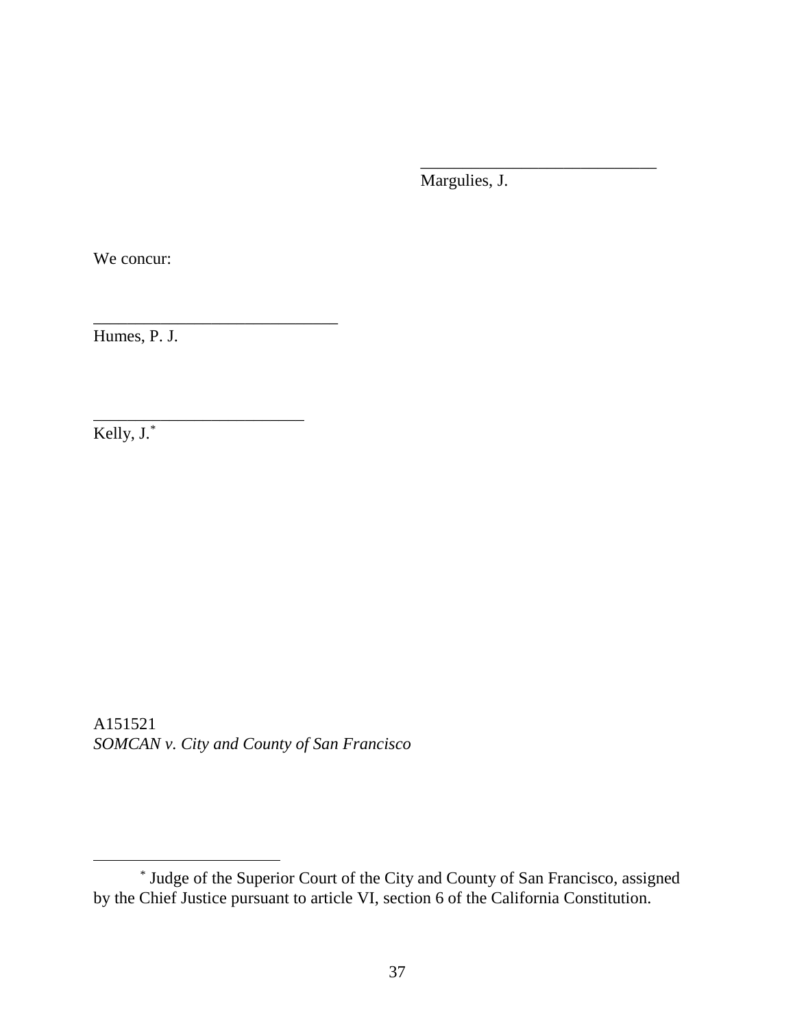_____________________________
Margulies, J.

We concur:

_____________________________
Humes, P. J.

_________________________
Kelly, J.*

A151521
*SOMCAN v. City and County of San Francisco*

---

* Judge of the Superior Court of the City and County of San Francisco, assigned by the Chief Justice pursuant to article VI, section 6 of the California Constitution.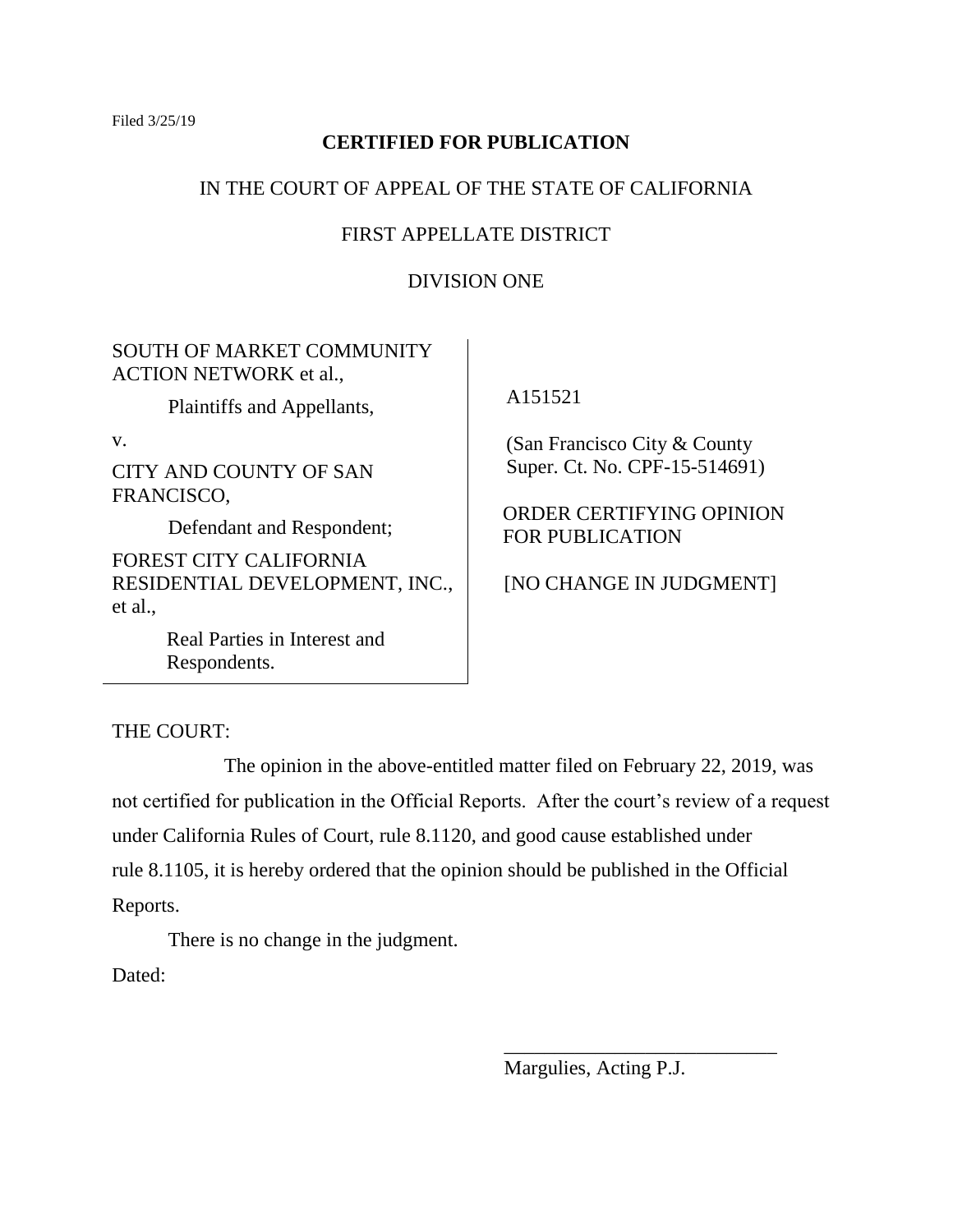Filed 3/25/19

**CERTIFIED FOR PUBLICATION**

IN THE COURT OF APPEAL OF THE STATE OF CALIFORNIA

FIRST APPELLATE DISTRICT

DIVISION ONE

SOUTH OF MARKET COMMUNITY ACTION NETWORK et al.,

Plaintiffs and Appellants,

v.

CITY AND COUNTY OF SAN FRANCISCO,

Defendant and Respondent;

FOREST CITY CALIFORNIA RESIDENTIAL DEVELOPMENT, INC., et al.,

Real Parties in Interest and Respondents.

A151521

(San Francisco City & County Super. Ct. No. CPF-15-514691)

ORDER CERTIFYING OPINION FOR PUBLICATION

[NO CHANGE IN JUDGMENT]

THE COURT:

The opinion in the above-entitled matter filed on February 22, 2019, was not certified for publication in the Official Reports. After the court's review of a request under California Rules of Court, rule 8.1120, and good cause established under rule 8.1105, it is hereby ordered that the opinion should be published in the Official Reports.

There is no change in the judgment.

Dated:

\_\_\_\_\_\_\_\_\_\_\_\_\_\_\_\_\_\_\_\_\_\_\_\_\_\_\_\_

Margulies, Acting P.J.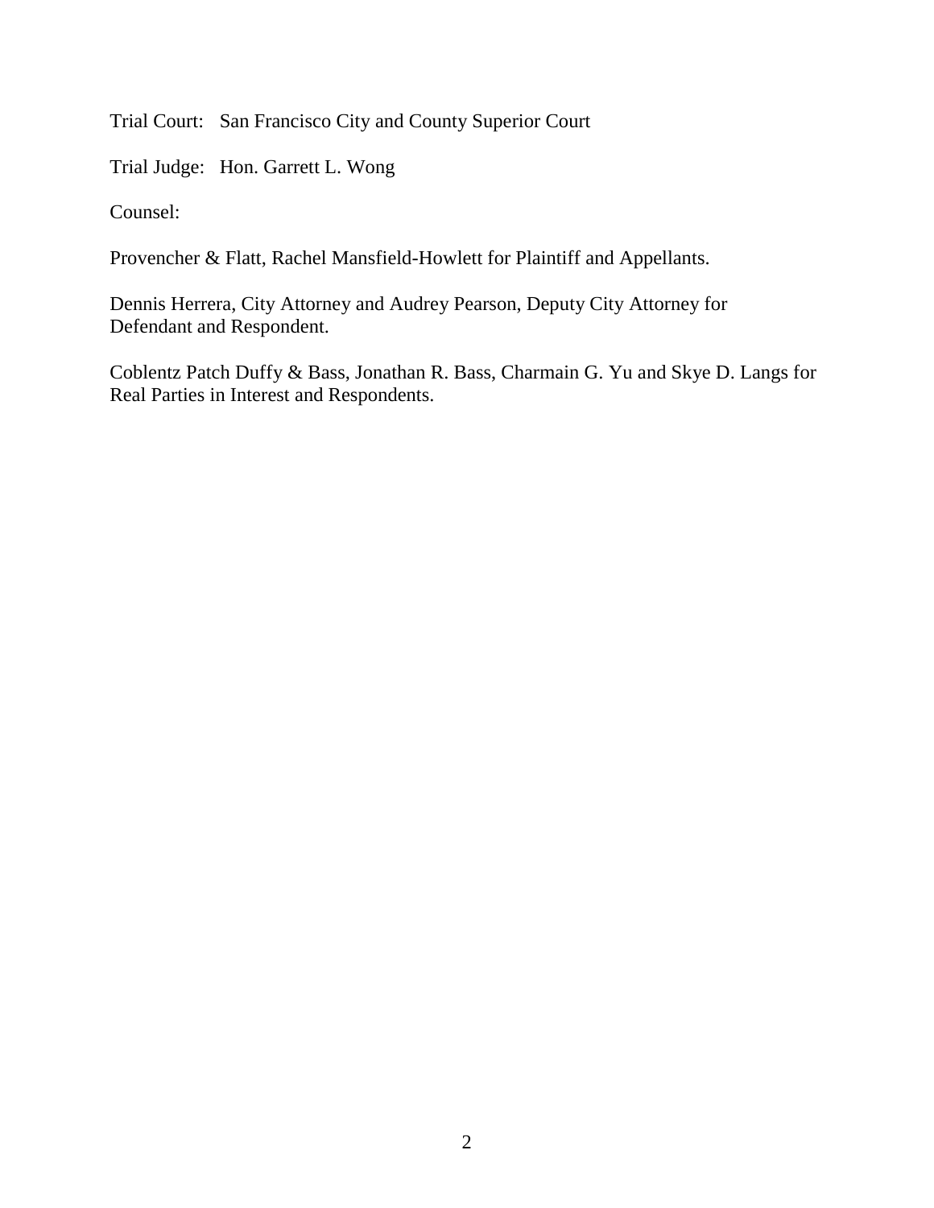Trial Court: San Francisco City and County Superior Court

Trial Judge: Hon. Garrett L. Wong

Counsel:

Provencher & Flatt, Rachel Mansfield-Howlett for Plaintiff and Appellants.

Dennis Herrera, City Attorney and Audrey Pearson, Deputy City Attorney for Defendant and Respondent.

Coblentz Patch Duffy & Bass, Jonathan R. Bass, Charmain G. Yu and Skye D. Langs for Real Parties in Interest and Respondents.